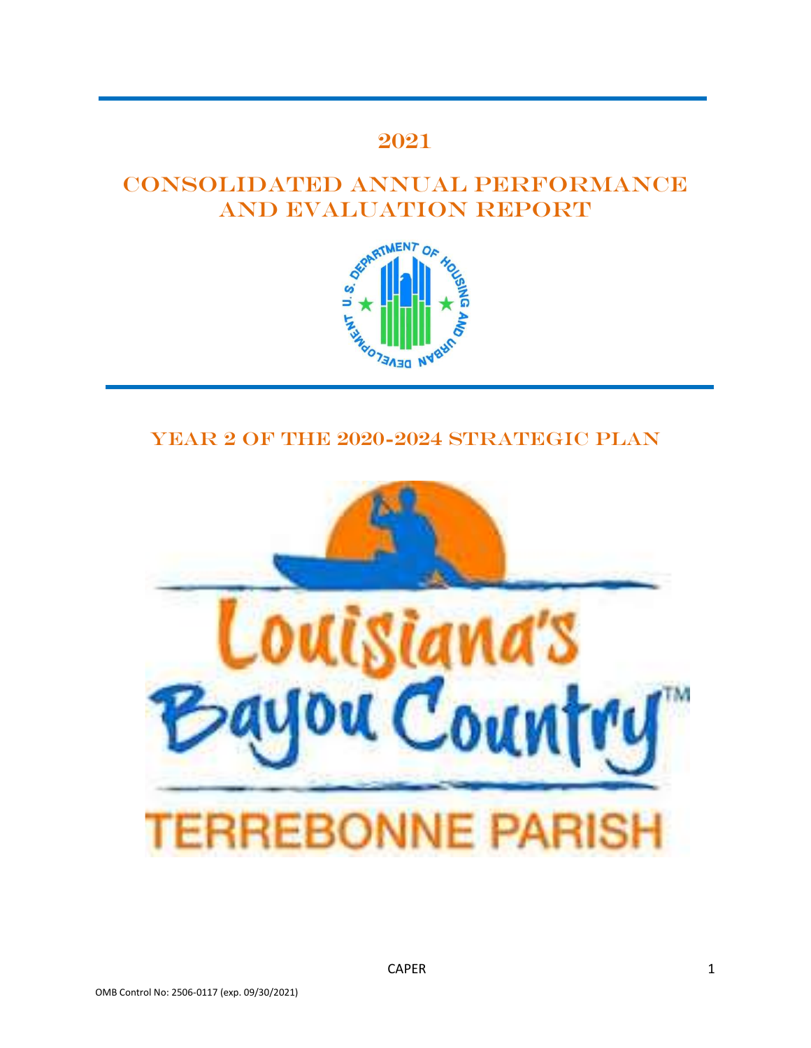# 2021

# Consolidated Annual Performance and Evaluation Report

## Year 2 of the 2020-2024 Strategic Plan

Louisiana's Bayou Country™

TERREBONNE PARISH

OMB Control No: 2506-0117 (exp. 09/30/2021)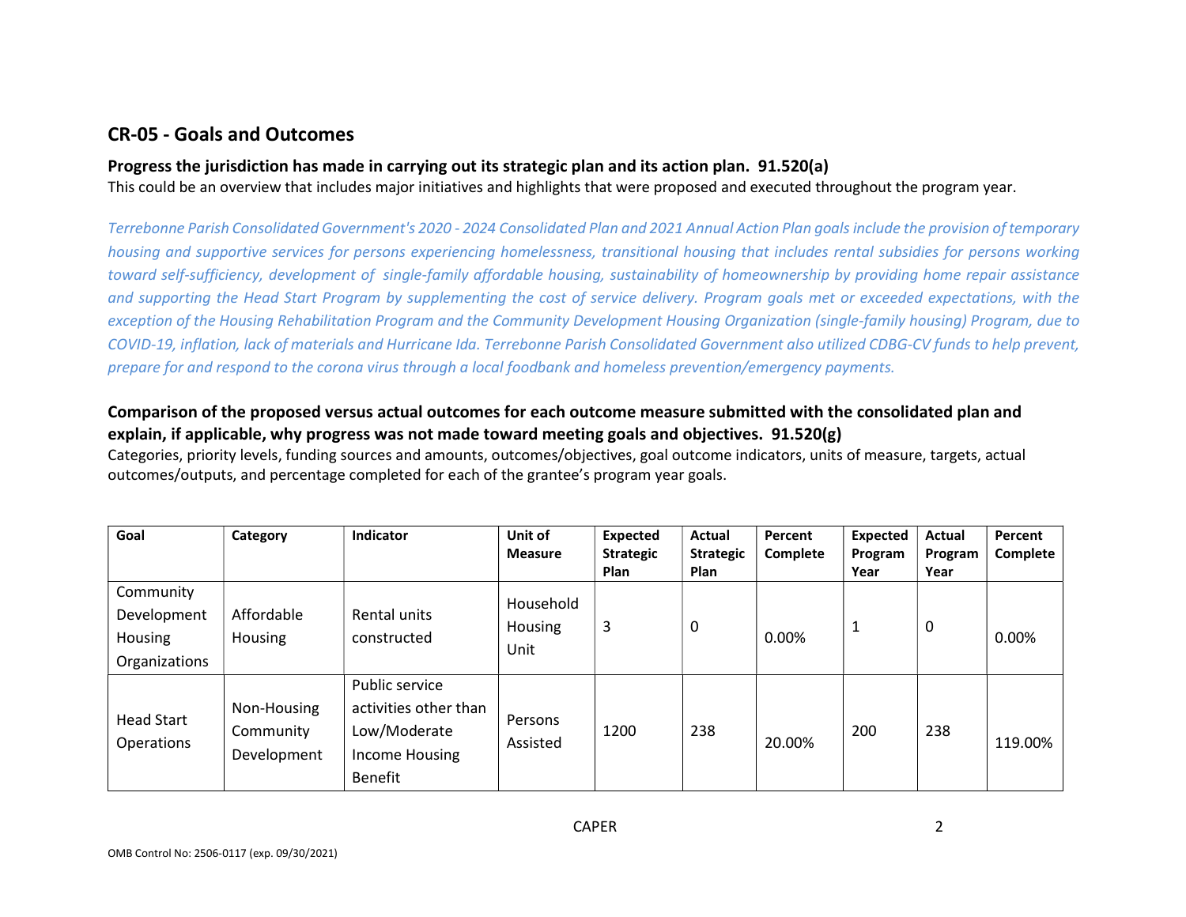## CR-05 - Goals and Outcomes

### Progress the jurisdiction has made in carrying out its strategic plan and its action plan. 91.520(a)

This could be an overview that includes major initiatives and highlights that were proposed and executed throughout the program year.

*Terrebonne Parish Consolidated Government's 2020 - 2024 Consolidated Plan and 2021 Annual Action Plan goals include the provision of temporary housing and supportive services for persons experiencing homelessness, transitional housing that includes rental subsidies for persons working toward self-sufficiency, development of single-family affordable housing, sustainability of homeownership by providing home repair assistance and supporting the Head Start Program by supplementing the cost of service delivery. Program goals met or exceeded expectations, with the exception of the Housing Rehabilitation Program and the Community Development Housing Organization (single-family housing) Program, due to COVID-19, inflation, lack of materials and Hurricane Ida. Terrebonne Parish Consolidated Government also utilized CDBG-CV funds to help prevent, prepare for and respond to the corona virus through a local foodbank and homeless prevention/emergency payments.*

### Comparison of the proposed versus actual outcomes for each outcome measure submitted with the consolidated plan and explain, if applicable, why progress was not made toward meeting goals and objectives. 91.520(g)

Categories, priority levels, funding sources and amounts, outcomes/objectives, goal outcome indicators, units of measure, targets, actual outcomes/outputs, and percentage completed for each of the grantee's program year goals.

| Goal | Category | Indicator | Unit of Measure | Expected Strategic Plan | Actual Strategic Plan | Percent Complete | Expected Program Year | Actual Program Year | Percent Complete |
|---|---|---|---|---|---|---|---|---|---|
| Community Development Housing Organizations | Affordable Housing | Rental units constructed | Household Housing Unit | 3 | 0 | 0.00% | 1 | 0 | 0.00% |
| Head Start Operations | Non-Housing Community Development | Public service activities other than Low/Moderate Income Housing Benefit | Persons Assisted | 1200 | 238 | 20.00% | 200 | 238 | 119.00% |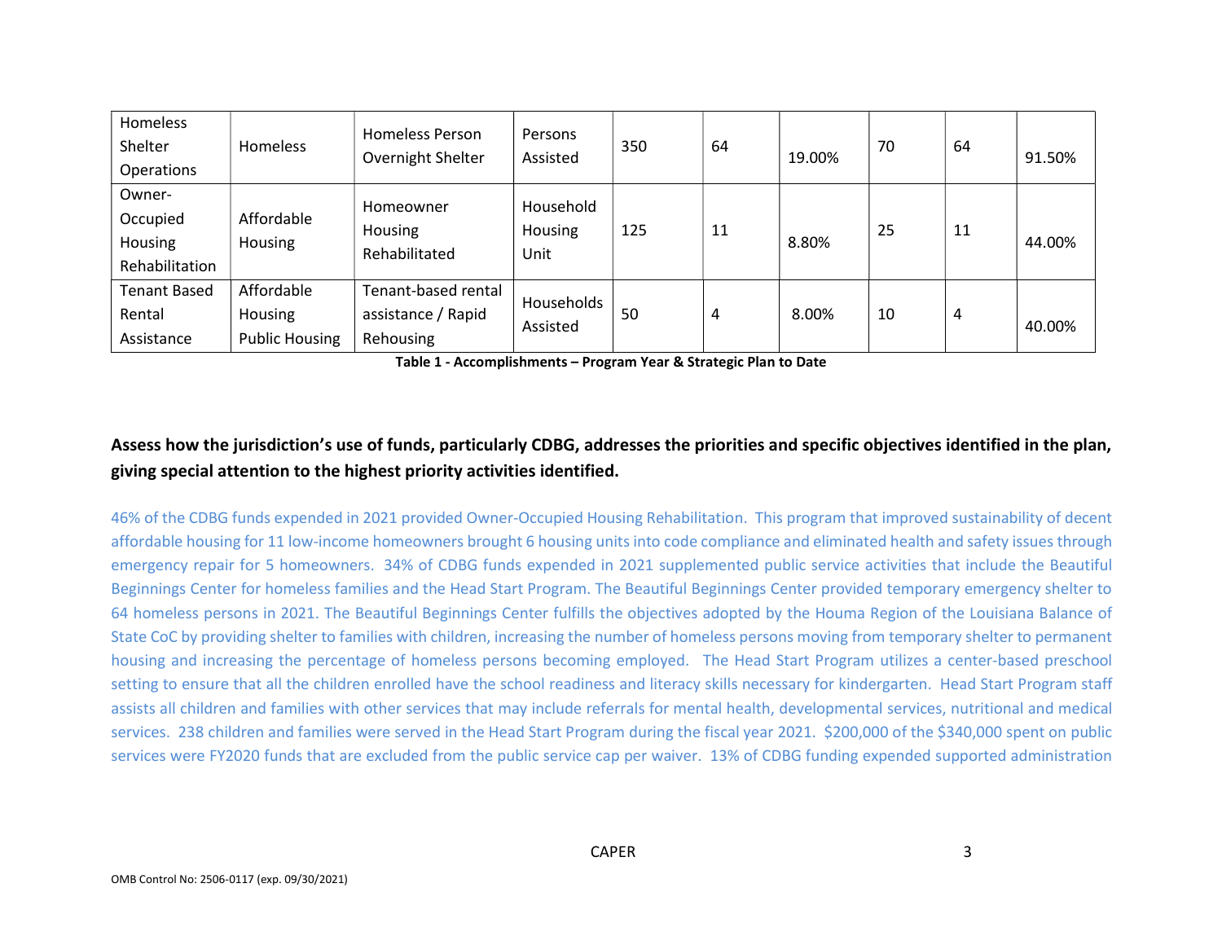| Homeless Shelter Operations | Homeless | Homeless Person Overnight Shelter | Persons Assisted | 350 | 64 | 19.00% | 70 | 64 | 91.50% |
|---|---|---|---|---|---|---|---|---|---|
| Owner-Occupied Housing Rehabilitation | Affordable Housing | Homeowner Housing Rehabilitated | Household Housing Unit | 125 | 11 | 8.80% | 25 | 11 | 44.00% |
| Tenant Based Rental Assistance | Affordable Housing Public Housing | Tenant-based rental assistance / Rapid Rehousing | Households Assisted | 50 | 4 | 8.00% | 10 | 4 | 40.00% |

**Table 1 - Accomplishments – Program Year & Strategic Plan to Date**

## Assess how the jurisdiction's use of funds, particularly CDBG, addresses the priorities and specific objectives identified in the plan, giving special attention to the highest priority activities identified.

46% of the CDBG funds expended in 2021 provided Owner-Occupied Housing Rehabilitation. This program that improved sustainability of decent affordable housing for 11 low-income homeowners brought 6 housing units into code compliance and eliminated health and safety issues through emergency repair for 5 homeowners. 34% of CDBG funds expended in 2021 supplemented public service activities that include the Beautiful Beginnings Center for homeless families and the Head Start Program. The Beautiful Beginnings Center provided temporary emergency shelter to 64 homeless persons in 2021. The Beautiful Beginnings Center fulfills the objectives adopted by the Houma Region of the Louisiana Balance of State CoC by providing shelter to families with children, increasing the number of homeless persons moving from temporary shelter to permanent housing and increasing the percentage of homeless persons becoming employed. The Head Start Program utilizes a center-based preschool setting to ensure that all the children enrolled have the school readiness and literacy skills necessary for kindergarten. Head Start Program staff assists all children and families with other services that may include referrals for mental health, developmental services, nutritional and medical services. 238 children and families were served in the Head Start Program during the fiscal year 2021. $200,000 of the $340,000 spent on public services were FY2020 funds that are excluded from the public service cap per waiver. 13% of CDBG funding expended supported administration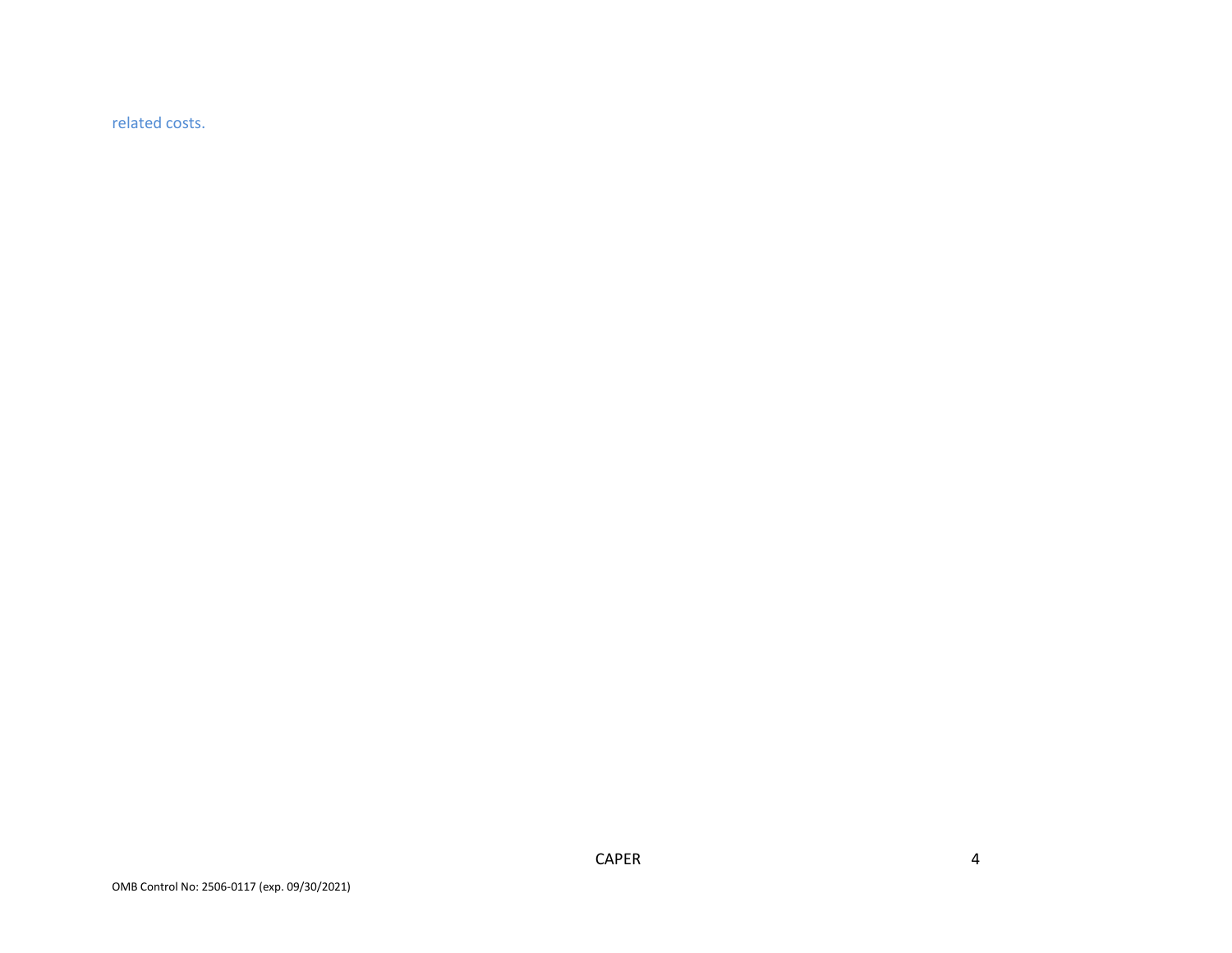related costs.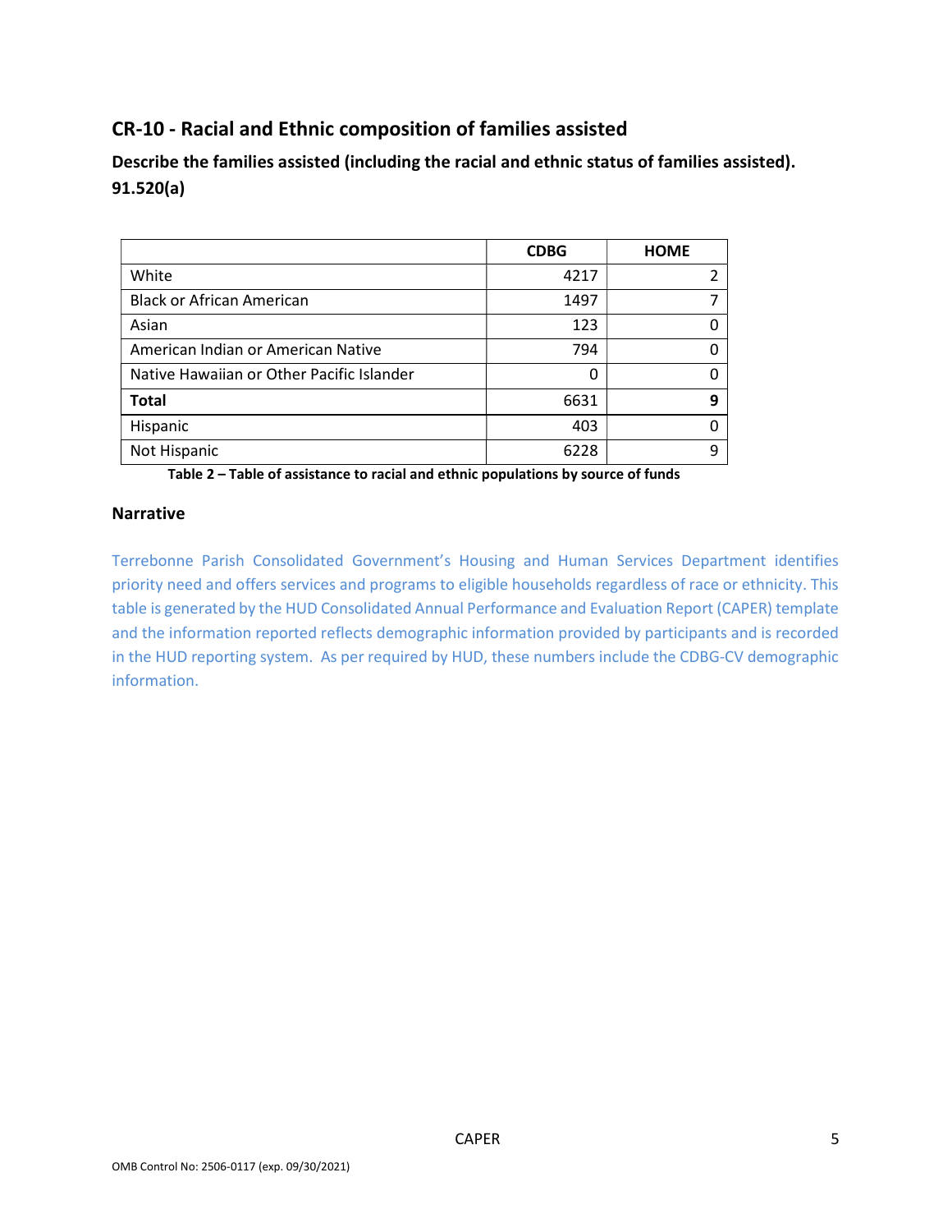## CR-10 - Racial and Ethnic composition of families assisted

**Describe the families assisted (including the racial and ethnic status of families assisted). 91.520(a)**

| | CDBG | HOME |
|---|---|---|
| White | 4217 | 2 |
| Black or African American | 1497 | 7 |
| Asian | 123 | 0 |
| American Indian or American Native | 794 | 0 |
| Native Hawaiian or Other Pacific Islander | 0 | 0 |
| **Total** | 6631 | **9** |
| Hispanic | 403 | 0 |
| Not Hispanic | 6228 | 9 |

**Table 2 – Table of assistance to racial and ethnic populations by source of funds**

### Narrative

Terrebonne Parish Consolidated Government's Housing and Human Services Department identifies priority need and offers services and programs to eligible households regardless of race or ethnicity. This table is generated by the HUD Consolidated Annual Performance and Evaluation Report (CAPER) template and the information reported reflects demographic information provided by participants and is recorded in the HUD reporting system. As per required by HUD, these numbers include the CDBG-CV demographic information.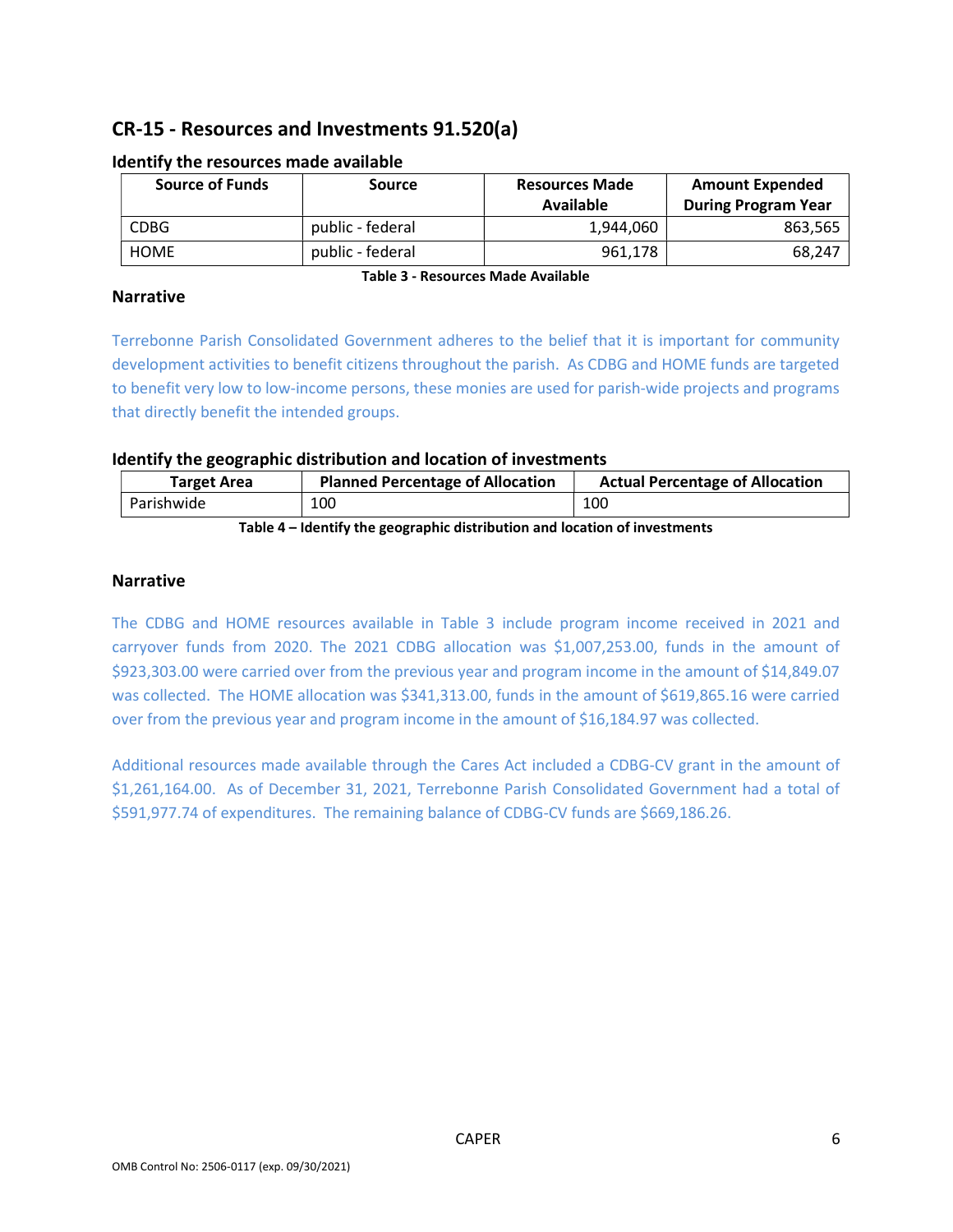## CR-15 - Resources and Investments 91.520(a)

### Identify the resources made available

| Source of Funds | Source | Resources Made Available | Amount Expended During Program Year |
|---|---|---|---|
| CDBG | public - federal | 1,944,060 | 863,565 |
| HOME | public - federal | 961,178 | 68,247 |

**Table 3 - Resources Made Available**

### Narrative

Terrebonne Parish Consolidated Government adheres to the belief that it is important for community development activities to benefit citizens throughout the parish. As CDBG and HOME funds are targeted to benefit very low to low-income persons, these monies are used for parish-wide projects and programs that directly benefit the intended groups.

### Identify the geographic distribution and location of investments

| Target Area | Planned Percentage of Allocation | Actual Percentage of Allocation |
|---|---|---|
| Parishwide | 100 | 100 |

**Table 4 – Identify the geographic distribution and location of investments**

### Narrative

The CDBG and HOME resources available in Table 3 include program income received in 2021 and carryover funds from 2020. The 2021 CDBG allocation was $1,007,253.00, funds in the amount of $923,303.00 were carried over from the previous year and program income in the amount of $14,849.07 was collected. The HOME allocation was $341,313.00, funds in the amount of $619,865.16 were carried over from the previous year and program income in the amount of $16,184.97 was collected.

Additional resources made available through the Cares Act included a CDBG-CV grant in the amount of $1,261,164.00. As of December 31, 2021, Terrebonne Parish Consolidated Government had a total of $591,977.74 of expenditures. The remaining balance of CDBG-CV funds are $669,186.26.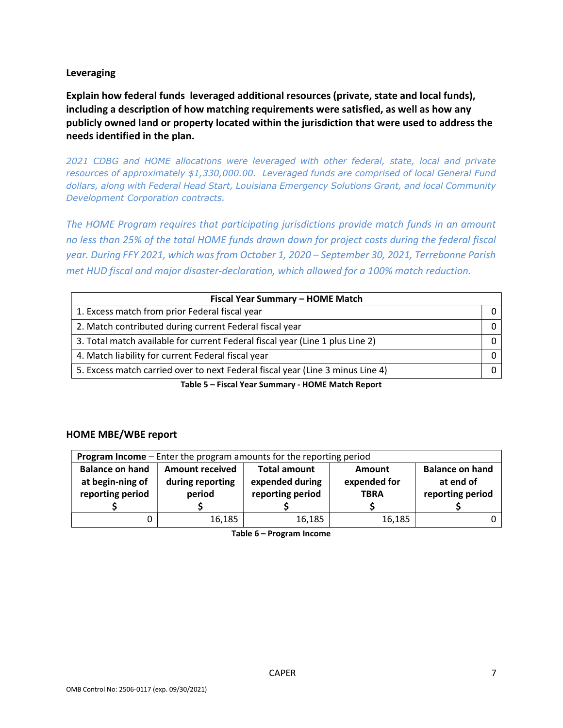**Leveraging**

**Explain how federal funds leveraged additional resources (private, state and local funds), including a description of how matching requirements were satisfied, as well as how any publicly owned land or property located within the jurisdiction that were used to address the needs identified in the plan.**

*2021 CDBG and HOME allocations were leveraged with other federal, state, local and private resources of approximately $1,330,000.00. Leveraged funds are comprised of local General Fund dollars, along with Federal Head Start, Louisiana Emergency Solutions Grant, and local Community Development Corporation contracts.*

*The HOME Program requires that participating jurisdictions provide match funds in an amount no less than 25% of the total HOME funds drawn down for project costs during the federal fiscal year. During FFY 2021, which was from October 1, 2020 – September 30, 2021, Terrebonne Parish met HUD fiscal and major disaster-declaration, which allowed for a 100% match reduction.*

| Fiscal Year Summary – HOME Match | |
|---|---|
| 1. Excess match from prior Federal fiscal year | 0 |
| 2. Match contributed during current Federal fiscal year | 0 |
| 3. Total match available for current Federal fiscal year (Line 1 plus Line 2) | 0 |
| 4. Match liability for current Federal fiscal year | 0 |
| 5. Excess match carried over to next Federal fiscal year (Line 3 minus Line 4) | 0 |

**Table 5 – Fiscal Year Summary - HOME Match Report**

**HOME MBE/WBE report**

| **Program Income** – Enter the program amounts for the reporting period | | | | |
|---|---|---|---|---|
| **Balance on hand at begin-ning of reporting period $** | **Amount received during reporting period $** | **Total amount expended during reporting period $** | **Amount expended for TBRA $** | **Balance on hand at end of reporting period $** |
| 0 | 16,185 | 16,185 | 16,185 | 0 |

**Table 6 – Program Income**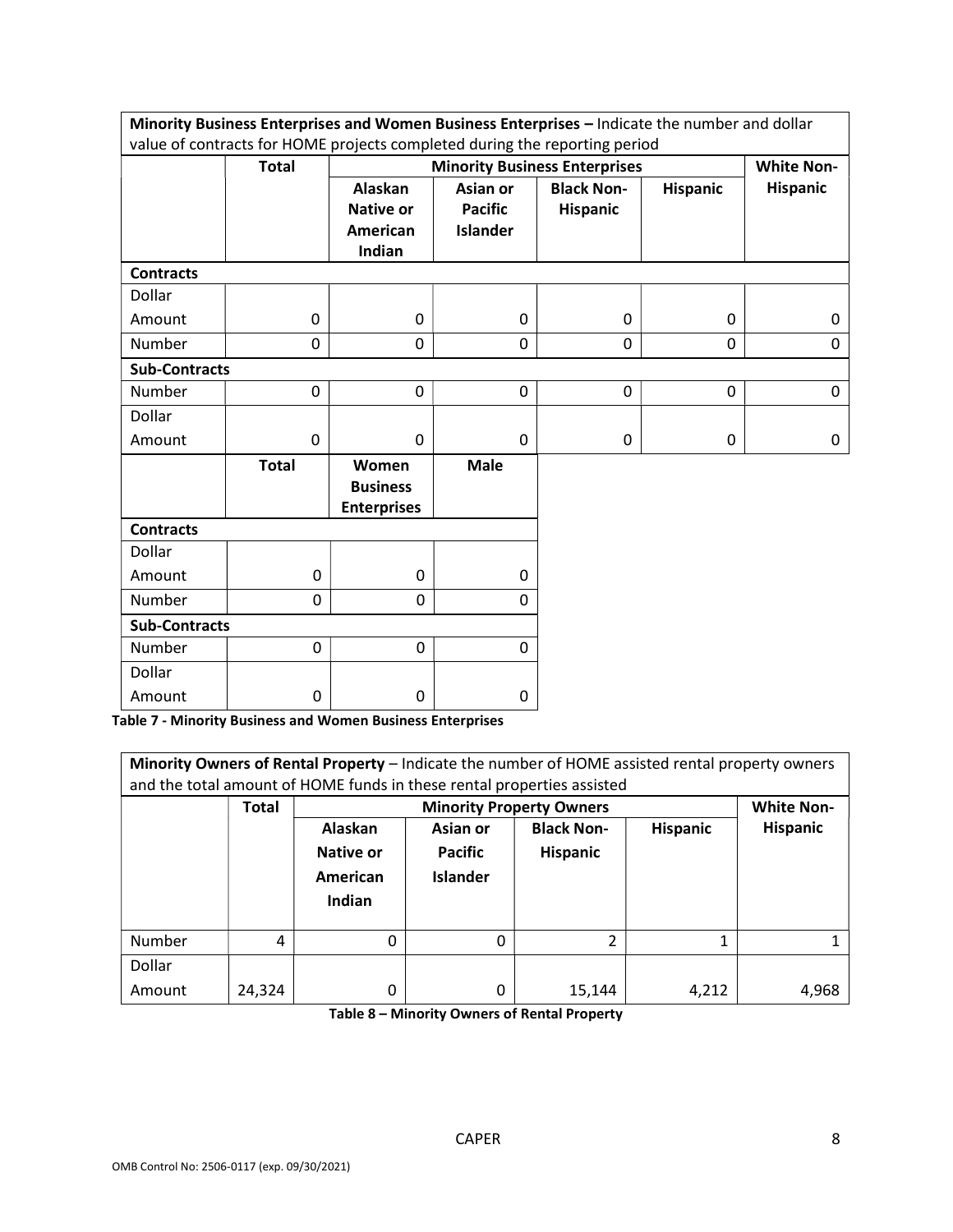| Minority Business Enterprises and Women Business Enterprises – Indicate the number and dollar value of contracts for HOME projects completed during the reporting period | | | | | | |
|---|---|---|---|---|---|---|
| | Total | Minority Business Enterprises | | | | White Non-Hispanic |
| | | Alaskan Native or American Indian | Asian or Pacific Islander | Black Non-Hispanic | Hispanic | |
| **Contracts** | | | | | | |
| Dollar Amount | 0 | 0 | 0 | 0 | 0 | 0 |
| Number | 0 | 0 | 0 | 0 | 0 | 0 |
| **Sub-Contracts** | | | | | | |
| Number | 0 | 0 | 0 | 0 | 0 | 0 |
| Dollar Amount | 0 | 0 | 0 | 0 | 0 | 0 |

| | Total | Women Business Enterprises | Male |
|---|---|---|---|
| **Contracts** | | | |
| Dollar Amount | 0 | 0 | 0 |
| Number | 0 | 0 | 0 |
| **Sub-Contracts** | | | |
| Number | 0 | 0 | 0 |
| Dollar Amount | 0 | 0 | 0 |

**Table 7 - Minority Business and Women Business Enterprises**

| Minority Owners of Rental Property – Indicate the number of HOME assisted rental property owners and the total amount of HOME funds in these rental properties assisted | | | | | | |
|---|---|---|---|---|---|---|
| | Total | Minority Property Owners | | | | White Non-Hispanic |
| | | Alaskan Native or American Indian | Asian or Pacific Islander | Black Non-Hispanic | Hispanic | |
| Number | 4 | 0 | 0 | 2 | 1 | 1 |
| Dollar Amount | 24,324 | 0 | 0 | 15,144 | 4,212 | 4,968 |

**Table 8 – Minority Owners of Rental Property**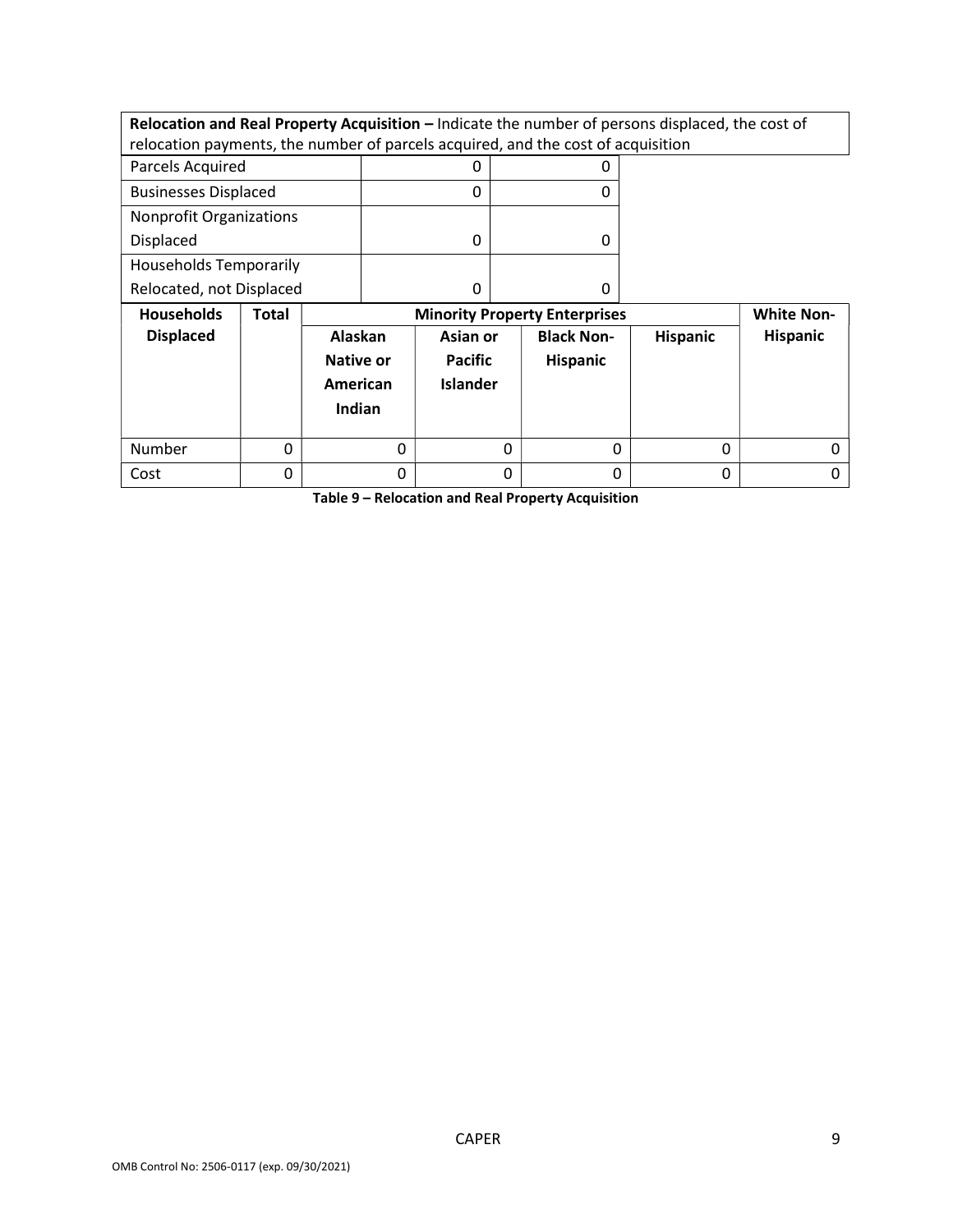**Relocation and Real Property Acquisition –** Indicate the number of persons displaced, the cost of relocation payments, the number of parcels acquired, and the cost of acquisition

| | | |
|---|---|---|
| Parcels Acquired | 0 | 0 |
| Businesses Displaced | 0 | 0 |
| Nonprofit Organizations Displaced | 0 | 0 |
| Households Temporarily Relocated, not Displaced | 0 | 0 |

| Households Displaced | Total | Minority Property Enterprises | | | | White Non-Hispanic |
|---|---|---|---|---|---|---|
| | | Alaskan Native or American Indian | Asian or Pacific Islander | Black Non-Hispanic | Hispanic | |
| Number | 0 | 0 | 0 | 0 | 0 | 0 |
| Cost | 0 | 0 | 0 | 0 | 0 | 0 |

**Table 9 – Relocation and Real Property Acquisition**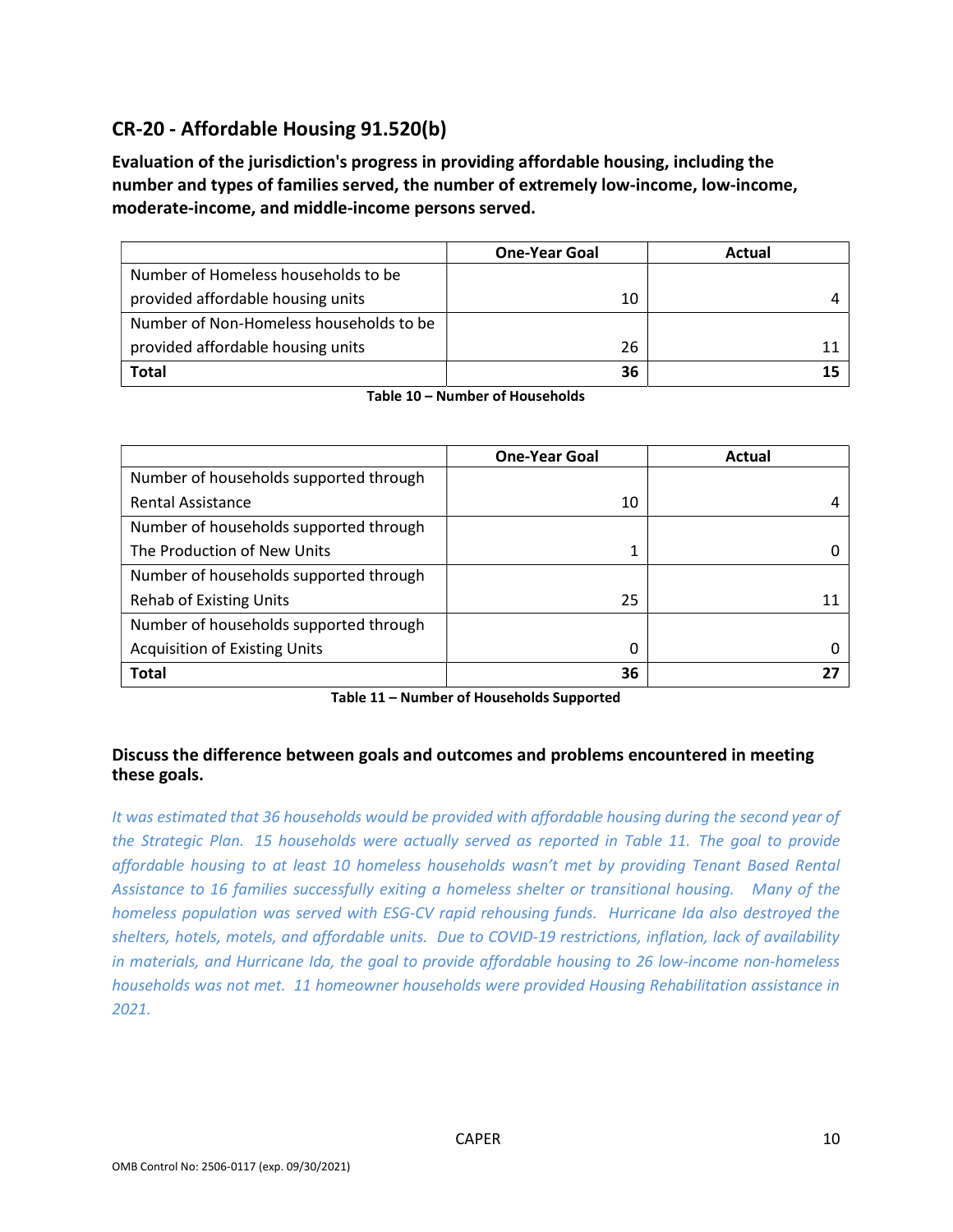## CR-20 - Affordable Housing 91.520(b)

**Evaluation of the jurisdiction's progress in providing affordable housing, including the number and types of families served, the number of extremely low-income, low-income, moderate-income, and middle-income persons served.**

| | One-Year Goal | Actual |
|---|---|---|
| Number of Homeless households to be provided affordable housing units | 10 | 4 |
| Number of Non-Homeless households to be provided affordable housing units | 26 | 11 |
| **Total** | **36** | **15** |

**Table 10 – Number of Households**

| | One-Year Goal | Actual |
|---|---|---|
| Number of households supported through Rental Assistance | 10 | 4 |
| Number of households supported through The Production of New Units | 1 | 0 |
| Number of households supported through Rehab of Existing Units | 25 | 11 |
| Number of households supported through Acquisition of Existing Units | 0 | 0 |
| **Total** | **36** | **27** |

**Table 11 – Number of Households Supported**

### Discuss the difference between goals and outcomes and problems encountered in meeting these goals.

*It was estimated that 36 households would be provided with affordable housing during the second year of the Strategic Plan. 15 households were actually served as reported in Table 11. The goal to provide affordable housing to at least 10 homeless households wasn't met by providing Tenant Based Rental Assistance to 16 families successfully exiting a homeless shelter or transitional housing. Many of the homeless population was served with ESG-CV rapid rehousing funds. Hurricane Ida also destroyed the shelters, hotels, motels, and affordable units. Due to COVID-19 restrictions, inflation, lack of availability in materials, and Hurricane Ida, the goal to provide affordable housing to 26 low-income non-homeless households was not met. 11 homeowner households were provided Housing Rehabilitation assistance in 2021.*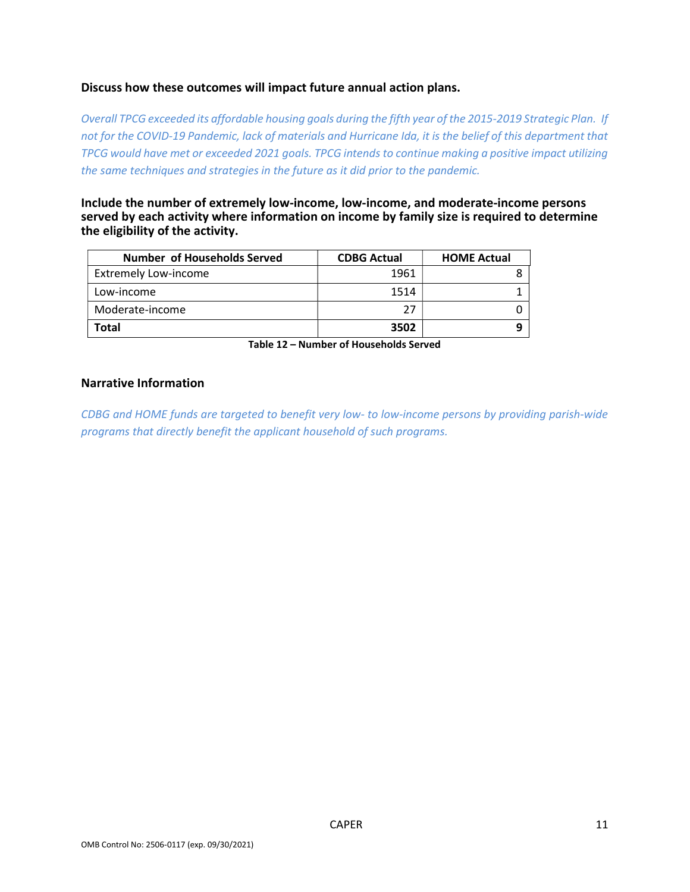**Discuss how these outcomes will impact future annual action plans.**

*Overall TPCG exceeded its affordable housing goals during the fifth year of the 2015-2019 Strategic Plan. If not for the COVID-19 Pandemic, lack of materials and Hurricane Ida, it is the belief of this department that TPCG would have met or exceeded 2021 goals. TPCG intends to continue making a positive impact utilizing the same techniques and strategies in the future as it did prior to the pandemic.*

**Include the number of extremely low-income, low-income, and moderate-income persons served by each activity where information on income by family size is required to determine the eligibility of the activity.**

| Number of Households Served | CDBG Actual | HOME Actual |
| --- | --- | --- |
| Extremely Low-income | 1961 | 8 |
| Low-income | 1514 | 1 |
| Moderate-income | 27 | 0 |
| **Total** | **3502** | **9** |

**Table 12 – Number of Households Served**

**Narrative Information**

*CDBG and HOME funds are targeted to benefit very low- to low-income persons by providing parish-wide programs that directly benefit the applicant household of such programs.*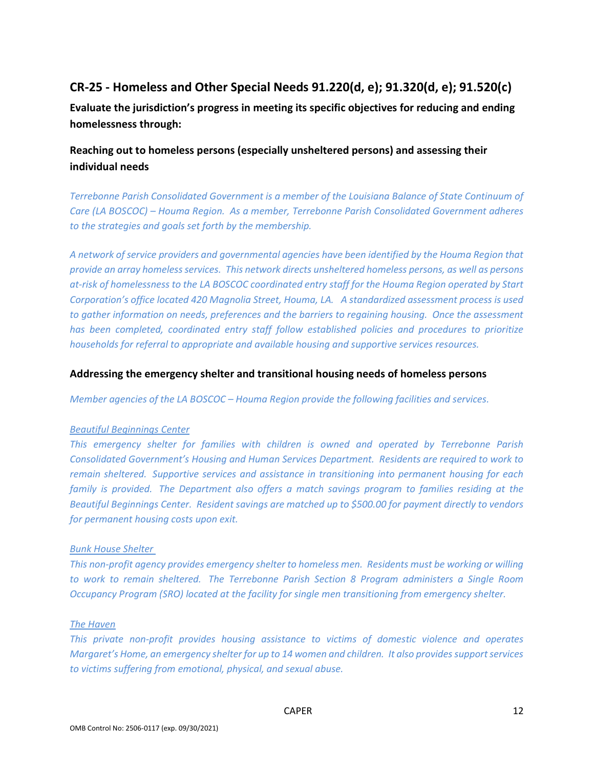## CR-25 - Homeless and Other Special Needs 91.220(d, e); 91.320(d, e); 91.520(c)

**Evaluate the jurisdiction's progress in meeting its specific objectives for reducing and ending homelessness through:**

### Reaching out to homeless persons (especially unsheltered persons) and assessing their individual needs

*Terrebonne Parish Consolidated Government is a member of the Louisiana Balance of State Continuum of Care (LA BOSCOC) – Houma Region. As a member, Terrebonne Parish Consolidated Government adheres to the strategies and goals set forth by the membership.*

*A network of service providers and governmental agencies have been identified by the Houma Region that provide an array homeless services. This network directs unsheltered homeless persons, as well as persons at-risk of homelessness to the LA BOSCOC coordinated entry staff for the Houma Region operated by Start Corporation's office located 420 Magnolia Street, Houma, LA. A standardized assessment process is used to gather information on needs, preferences and the barriers to regaining housing. Once the assessment has been completed, coordinated entry staff follow established policies and procedures to prioritize households for referral to appropriate and available housing and supportive services resources.*

### Addressing the emergency shelter and transitional housing needs of homeless persons

*Member agencies of the LA BOSCOC – Houma Region provide the following facilities and services.*

*Beautiful Beginnings Center*

*This emergency shelter for families with children is owned and operated by Terrebonne Parish Consolidated Government's Housing and Human Services Department. Residents are required to work to remain sheltered. Supportive services and assistance in transitioning into permanent housing for each family is provided. The Department also offers a match savings program to families residing at the Beautiful Beginnings Center. Resident savings are matched up to $500.00 for payment directly to vendors for permanent housing costs upon exit.*

*Bunk House Shelter*

*This non-profit agency provides emergency shelter to homeless men. Residents must be working or willing to work to remain sheltered. The Terrebonne Parish Section 8 Program administers a Single Room Occupancy Program (SRO) located at the facility for single men transitioning from emergency shelter.*

*The Haven*

*This private non-profit provides housing assistance to victims of domestic violence and operates Margaret's Home, an emergency shelter for up to 14 women and children. It also provides support services to victims suffering from emotional, physical, and sexual abuse.*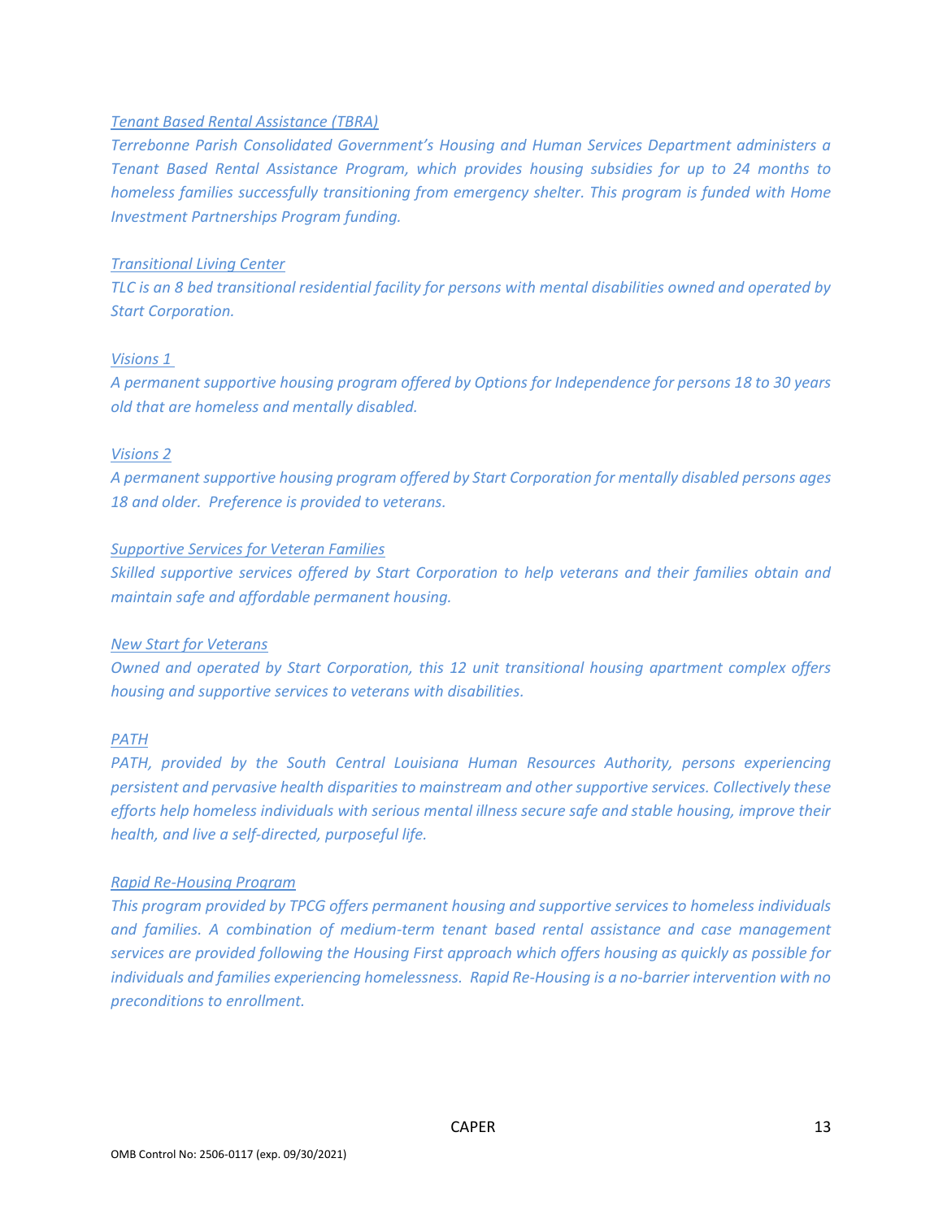*Tenant Based Rental Assistance (TBRA)*

*Terrebonne Parish Consolidated Government's Housing and Human Services Department administers a Tenant Based Rental Assistance Program, which provides housing subsidies for up to 24 months to homeless families successfully transitioning from emergency shelter. This program is funded with Home Investment Partnerships Program funding.*

*Transitional Living Center*

*TLC is an 8 bed transitional residential facility for persons with mental disabilities owned and operated by Start Corporation.*

*Visions 1*

*A permanent supportive housing program offered by Options for Independence for persons 18 to 30 years old that are homeless and mentally disabled.*

*Visions 2*

*A permanent supportive housing program offered by Start Corporation for mentally disabled persons ages 18 and older. Preference is provided to veterans.*

*Supportive Services for Veteran Families*

*Skilled supportive services offered by Start Corporation to help veterans and their families obtain and maintain safe and affordable permanent housing.*

*New Start for Veterans*

*Owned and operated by Start Corporation, this 12 unit transitional housing apartment complex offers housing and supportive services to veterans with disabilities.*

*PATH*

*PATH, provided by the South Central Louisiana Human Resources Authority, persons experiencing persistent and pervasive health disparities to mainstream and other supportive services. Collectively these efforts help homeless individuals with serious mental illness secure safe and stable housing, improve their health, and live a self-directed, purposeful life.*

*Rapid Re-Housing Program*

*This program provided by TPCG offers permanent housing and supportive services to homeless individuals and families. A combination of medium-term tenant based rental assistance and case management services are provided following the Housing First approach which offers housing as quickly as possible for individuals and families experiencing homelessness. Rapid Re-Housing is a no-barrier intervention with no preconditions to enrollment.*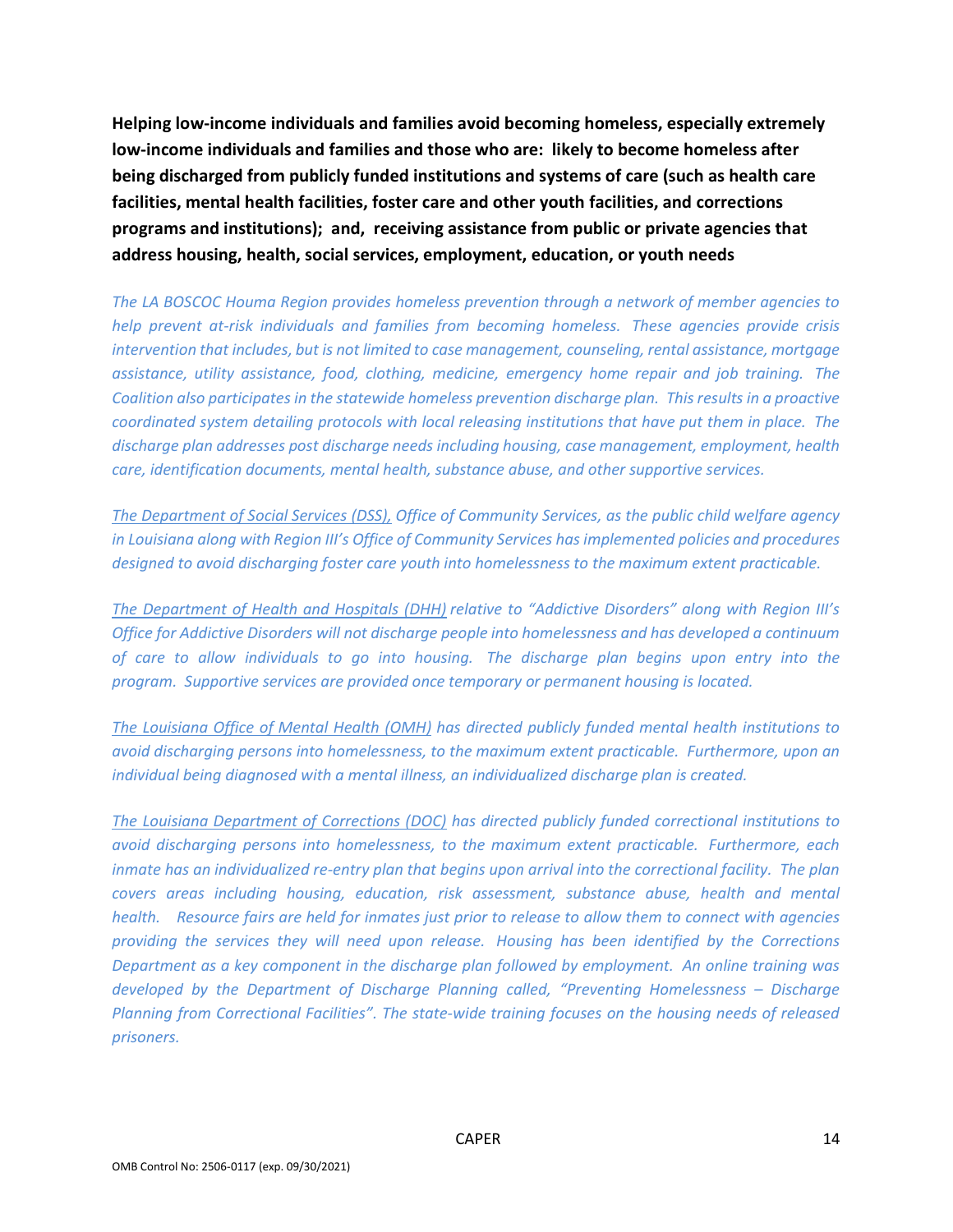**Helping low-income individuals and families avoid becoming homeless, especially extremely low-income individuals and families and those who are: likely to become homeless after being discharged from publicly funded institutions and systems of care (such as health care facilities, mental health facilities, foster care and other youth facilities, and corrections programs and institutions); and, receiving assistance from public or private agencies that address housing, health, social services, employment, education, or youth needs**

*The LA BOSCOC Houma Region provides homeless prevention through a network of member agencies to help prevent at-risk individuals and families from becoming homeless. These agencies provide crisis intervention that includes, but is not limited to case management, counseling, rental assistance, mortgage assistance, utility assistance, food, clothing, medicine, emergency home repair and job training. The Coalition also participates in the statewide homeless prevention discharge plan. This results in a proactive coordinated system detailing protocols with local releasing institutions that have put them in place. The discharge plan addresses post discharge needs including housing, case management, employment, health care, identification documents, mental health, substance abuse, and other supportive services.*

*The Department of Social Services (DSS), Office of Community Services, as the public child welfare agency in Louisiana along with Region III's Office of Community Services has implemented policies and procedures designed to avoid discharging foster care youth into homelessness to the maximum extent practicable.*

*The Department of Health and Hospitals (DHH) relative to "Addictive Disorders" along with Region III's Office for Addictive Disorders will not discharge people into homelessness and has developed a continuum of care to allow individuals to go into housing. The discharge plan begins upon entry into the program. Supportive services are provided once temporary or permanent housing is located.*

*The Louisiana Office of Mental Health (OMH) has directed publicly funded mental health institutions to avoid discharging persons into homelessness, to the maximum extent practicable. Furthermore, upon an individual being diagnosed with a mental illness, an individualized discharge plan is created.*

*The Louisiana Department of Corrections (DOC) has directed publicly funded correctional institutions to avoid discharging persons into homelessness, to the maximum extent practicable. Furthermore, each inmate has an individualized re-entry plan that begins upon arrival into the correctional facility. The plan covers areas including housing, education, risk assessment, substance abuse, health and mental health. Resource fairs are held for inmates just prior to release to allow them to connect with agencies providing the services they will need upon release. Housing has been identified by the Corrections Department as a key component in the discharge plan followed by employment. An online training was developed by the Department of Discharge Planning called, "Preventing Homelessness – Discharge Planning from Correctional Facilities". The state-wide training focuses on the housing needs of released prisoners.*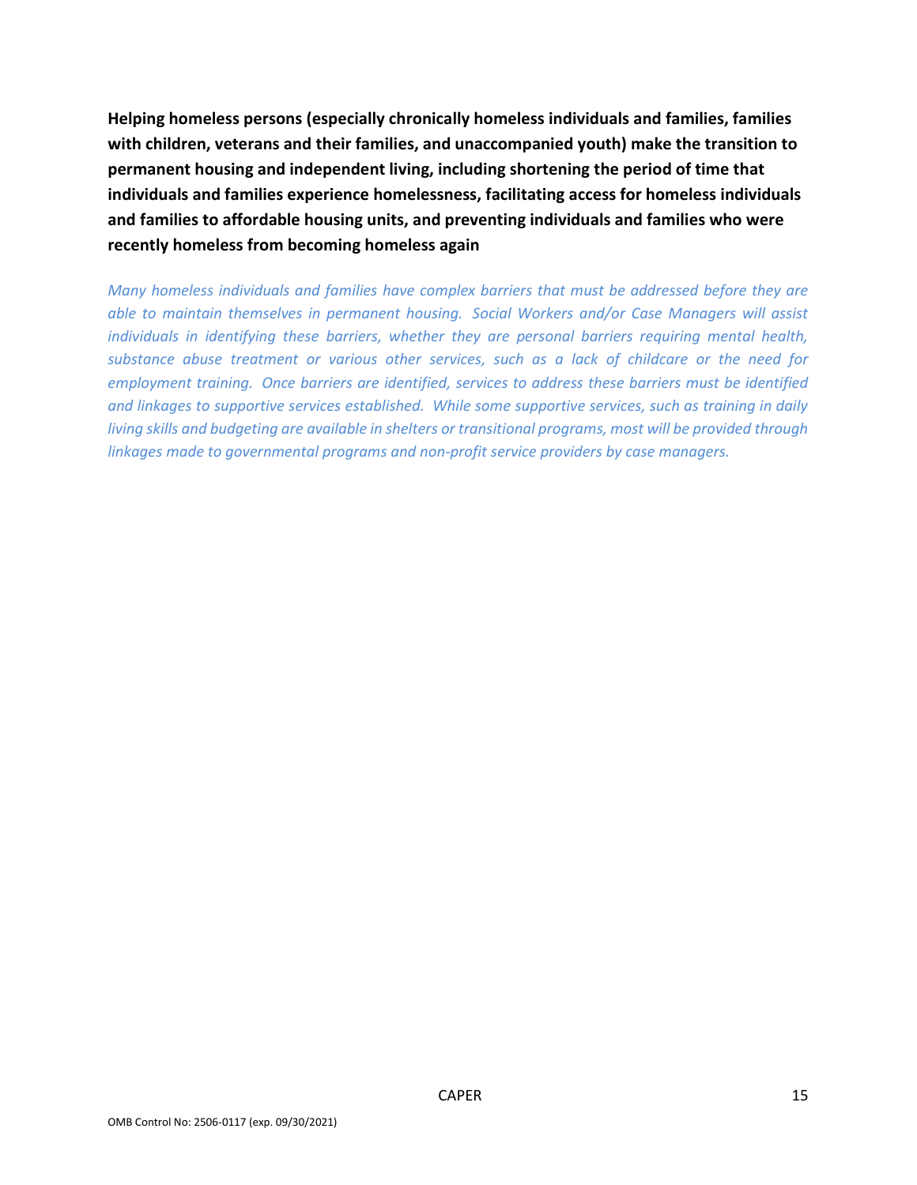**Helping homeless persons (especially chronically homeless individuals and families, families with children, veterans and their families, and unaccompanied youth) make the transition to permanent housing and independent living, including shortening the period of time that individuals and families experience homelessness, facilitating access for homeless individuals and families to affordable housing units, and preventing individuals and families who were recently homeless from becoming homeless again**

*Many homeless individuals and families have complex barriers that must be addressed before they are able to maintain themselves in permanent housing. Social Workers and/or Case Managers will assist individuals in identifying these barriers, whether they are personal barriers requiring mental health, substance abuse treatment or various other services, such as a lack of childcare or the need for employment training. Once barriers are identified, services to address these barriers must be identified and linkages to supportive services established. While some supportive services, such as training in daily living skills and budgeting are available in shelters or transitional programs, most will be provided through linkages made to governmental programs and non-profit service providers by case managers.*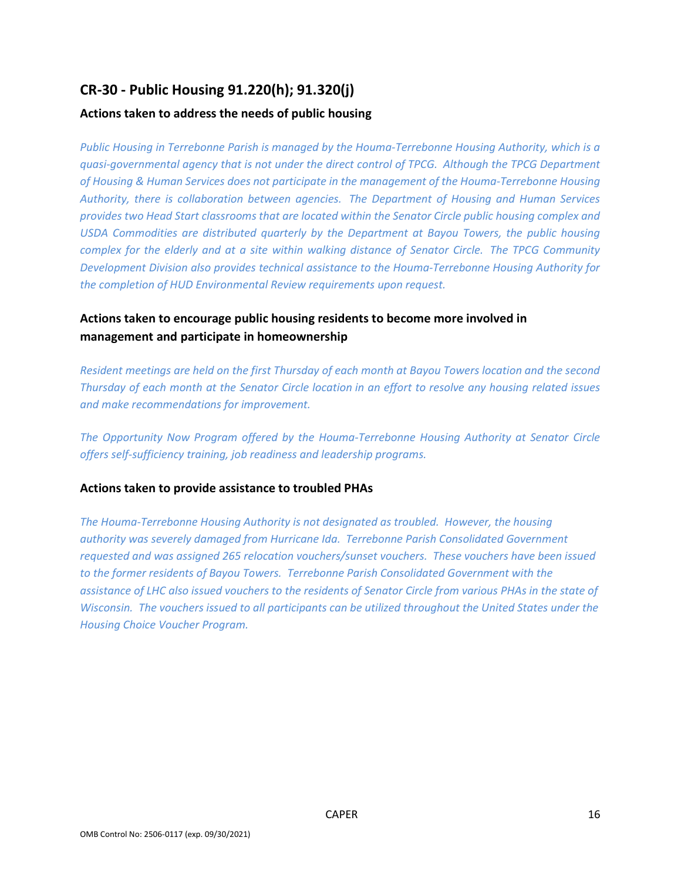## CR-30 - Public Housing 91.220(h); 91.320(j)

### Actions taken to address the needs of public housing

*Public Housing in Terrebonne Parish is managed by the Houma-Terrebonne Housing Authority, which is a quasi-governmental agency that is not under the direct control of TPCG. Although the TPCG Department of Housing & Human Services does not participate in the management of the Houma-Terrebonne Housing Authority, there is collaboration between agencies. The Department of Housing and Human Services provides two Head Start classrooms that are located within the Senator Circle public housing complex and USDA Commodities are distributed quarterly by the Department at Bayou Towers, the public housing complex for the elderly and at a site within walking distance of Senator Circle. The TPCG Community Development Division also provides technical assistance to the Houma-Terrebonne Housing Authority for the completion of HUD Environmental Review requirements upon request.*

### Actions taken to encourage public housing residents to become more involved in management and participate in homeownership

*Resident meetings are held on the first Thursday of each month at Bayou Towers location and the second Thursday of each month at the Senator Circle location in an effort to resolve any housing related issues and make recommendations for improvement.*

*The Opportunity Now Program offered by the Houma-Terrebonne Housing Authority at Senator Circle offers self-sufficiency training, job readiness and leadership programs.*

### Actions taken to provide assistance to troubled PHAs

*The Houma-Terrebonne Housing Authority is not designated as troubled. However, the housing authority was severely damaged from Hurricane Ida. Terrebonne Parish Consolidated Government requested and was assigned 265 relocation vouchers/sunset vouchers. These vouchers have been issued to the former residents of Bayou Towers. Terrebonne Parish Consolidated Government with the assistance of LHC also issued vouchers to the residents of Senator Circle from various PHAs in the state of Wisconsin. The vouchers issued to all participants can be utilized throughout the United States under the Housing Choice Voucher Program.*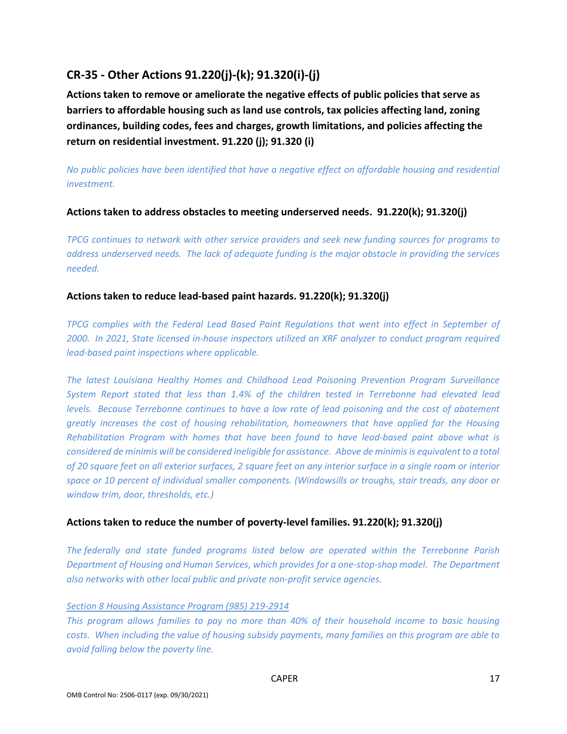## CR-35 - Other Actions 91.220(j)-(k); 91.320(i)-(j)

**Actions taken to remove or ameliorate the negative effects of public policies that serve as barriers to affordable housing such as land use controls, tax policies affecting land, zoning ordinances, building codes, fees and charges, growth limitations, and policies affecting the return on residential investment. 91.220 (j); 91.320 (i)**

*No public policies have been identified that have a negative effect on affordable housing and residential investment.*

**Actions taken to address obstacles to meeting underserved needs. 91.220(k); 91.320(j)**

*TPCG continues to network with other service providers and seek new funding sources for programs to address underserved needs. The lack of adequate funding is the major obstacle in providing the services needed.*

**Actions taken to reduce lead-based paint hazards. 91.220(k); 91.320(j)**

*TPCG complies with the Federal Lead Based Paint Regulations that went into effect in September of 2000. In 2021, State licensed in-house inspectors utilized an XRF analyzer to conduct program required lead-based paint inspections where applicable.*

*The latest Louisiana Healthy Homes and Childhood Lead Poisoning Prevention Program Surveillance System Report stated that less than 1.4% of the children tested in Terrebonne had elevated lead levels. Because Terrebonne continues to have a low rate of lead poisoning and the cost of abatement greatly increases the cost of housing rehabilitation, homeowners that have applied for the Housing Rehabilitation Program with homes that have been found to have lead-based paint above what is considered de minimis will be considered ineligible for assistance. Above de minimis is equivalent to a total of 20 square feet on all exterior surfaces, 2 square feet on any interior surface in a single room or interior space or 10 percent of individual smaller components. (Windowsills or troughs, stair treads, any door or window trim, door, thresholds, etc.)*

**Actions taken to reduce the number of poverty-level families. 91.220(k); 91.320(j)**

*The federally and state funded programs listed below are operated within the Terrebonne Parish Department of Housing and Human Services, which provides for a one-stop-shop model. The Department also networks with other local public and private non-profit service agencies.*

*<u>Section 8 Housing Assistance Program (985) 219-2914</u>*
*This program allows families to pay no more than 40% of their household income to basic housing costs. When including the value of housing subsidy payments, many families on this program are able to avoid falling below the poverty line.*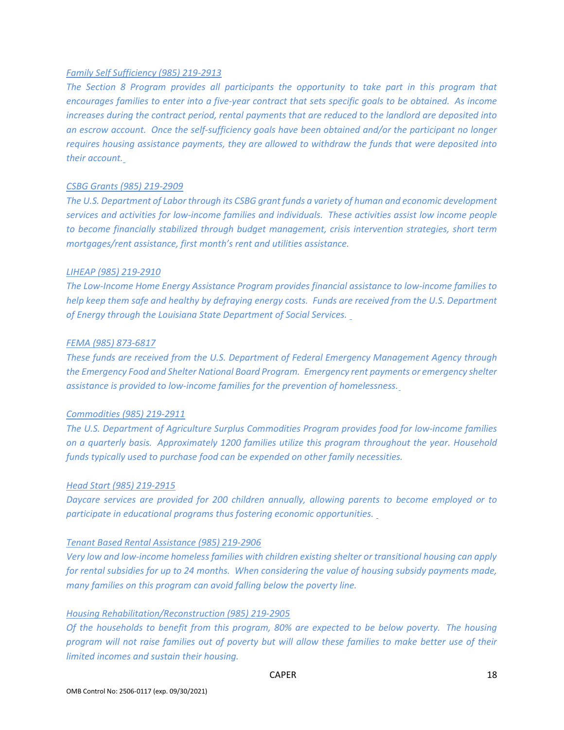*Family Self Sufficiency (985) 219-2913*

*The Section 8 Program provides all participants the opportunity to take part in this program that encourages families to enter into a five-year contract that sets specific goals to be obtained. As income increases during the contract period, rental payments that are reduced to the landlord are deposited into an escrow account. Once the self-sufficiency goals have been obtained and/or the participant no longer requires housing assistance payments, they are allowed to withdraw the funds that were deposited into their account.*

*CSBG Grants (985) 219-2909*

*The U.S. Department of Labor through its CSBG grant funds a variety of human and economic development services and activities for low-income families and individuals. These activities assist low income people to become financially stabilized through budget management, crisis intervention strategies, short term mortgages/rent assistance, first month's rent and utilities assistance.*

*LIHEAP (985) 219-2910*

*The Low-Income Home Energy Assistance Program provides financial assistance to low-income families to help keep them safe and healthy by defraying energy costs. Funds are received from the U.S. Department of Energy through the Louisiana State Department of Social Services.*

*FEMA (985) 873-6817*

*These funds are received from the U.S. Department of Federal Emergency Management Agency through the Emergency Food and Shelter National Board Program. Emergency rent payments or emergency shelter assistance is provided to low-income families for the prevention of homelessness.*

*Commodities (985) 219-2911*

*The U.S. Department of Agriculture Surplus Commodities Program provides food for low-income families on a quarterly basis. Approximately 1200 families utilize this program throughout the year. Household funds typically used to purchase food can be expended on other family necessities.*

*Head Start (985) 219-2915*

*Daycare services are provided for 200 children annually, allowing parents to become employed or to participate in educational programs thus fostering economic opportunities.*

*Tenant Based Rental Assistance (985) 219-2906*

*Very low and low-income homeless families with children existing shelter or transitional housing can apply for rental subsidies for up to 24 months. When considering the value of housing subsidy payments made, many families on this program can avoid falling below the poverty line.*

*Housing Rehabilitation/Reconstruction (985) 219-2905*

*Of the households to benefit from this program, 80% are expected to be below poverty. The housing program will not raise families out of poverty but will allow these families to make better use of their limited incomes and sustain their housing.*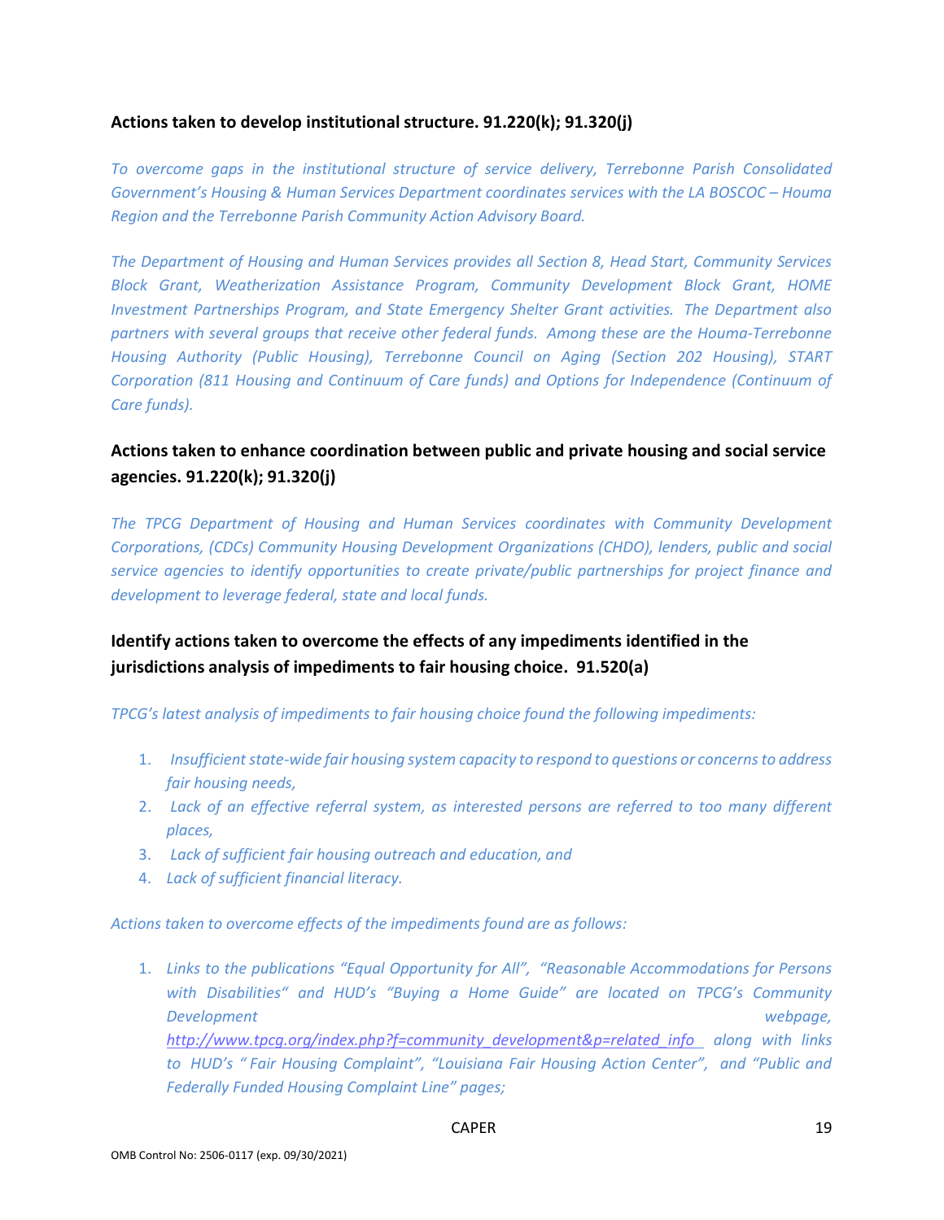**Actions taken to develop institutional structure. 91.220(k); 91.320(j)**

*To overcome gaps in the institutional structure of service delivery, Terrebonne Parish Consolidated Government's Housing & Human Services Department coordinates services with the LA BOSCOC – Houma Region and the Terrebonne Parish Community Action Advisory Board.*

*The Department of Housing and Human Services provides all Section 8, Head Start, Community Services Block Grant, Weatherization Assistance Program, Community Development Block Grant, HOME Investment Partnerships Program, and State Emergency Shelter Grant activities. The Department also partners with several groups that receive other federal funds. Among these are the Houma-Terrebonne Housing Authority (Public Housing), Terrebonne Council on Aging (Section 202 Housing), START Corporation (811 Housing and Continuum of Care funds) and Options for Independence (Continuum of Care funds).*

**Actions taken to enhance coordination between public and private housing and social service agencies. 91.220(k); 91.320(j)**

*The TPCG Department of Housing and Human Services coordinates with Community Development Corporations, (CDCs) Community Housing Development Organizations (CHDO), lenders, public and social service agencies to identify opportunities to create private/public partnerships for project finance and development to leverage federal, state and local funds.*

**Identify actions taken to overcome the effects of any impediments identified in the jurisdictions analysis of impediments to fair housing choice. 91.520(a)**

*TPCG's latest analysis of impediments to fair housing choice found the following impediments:*

1. *Insufficient state-wide fair housing system capacity to respond to questions or concerns to address fair housing needs,*
2. *Lack of an effective referral system, as interested persons are referred to too many different places,*
3. *Lack of sufficient fair housing outreach and education, and*
4. *Lack of sufficient financial literacy.*

*Actions taken to overcome effects of the impediments found are as follows:*

1. *Links to the publications "Equal Opportunity for All", "Reasonable Accommodations for Persons with Disabilities" and HUD's "Buying a Home Guide" are located on TPCG's Community Development webpage, http://www.tpcg.org/index.php?f=community_development&p=related_info along with links to HUD's " Fair Housing Complaint", "Louisiana Fair Housing Action Center", and "Public and Federally Funded Housing Complaint Line" pages;*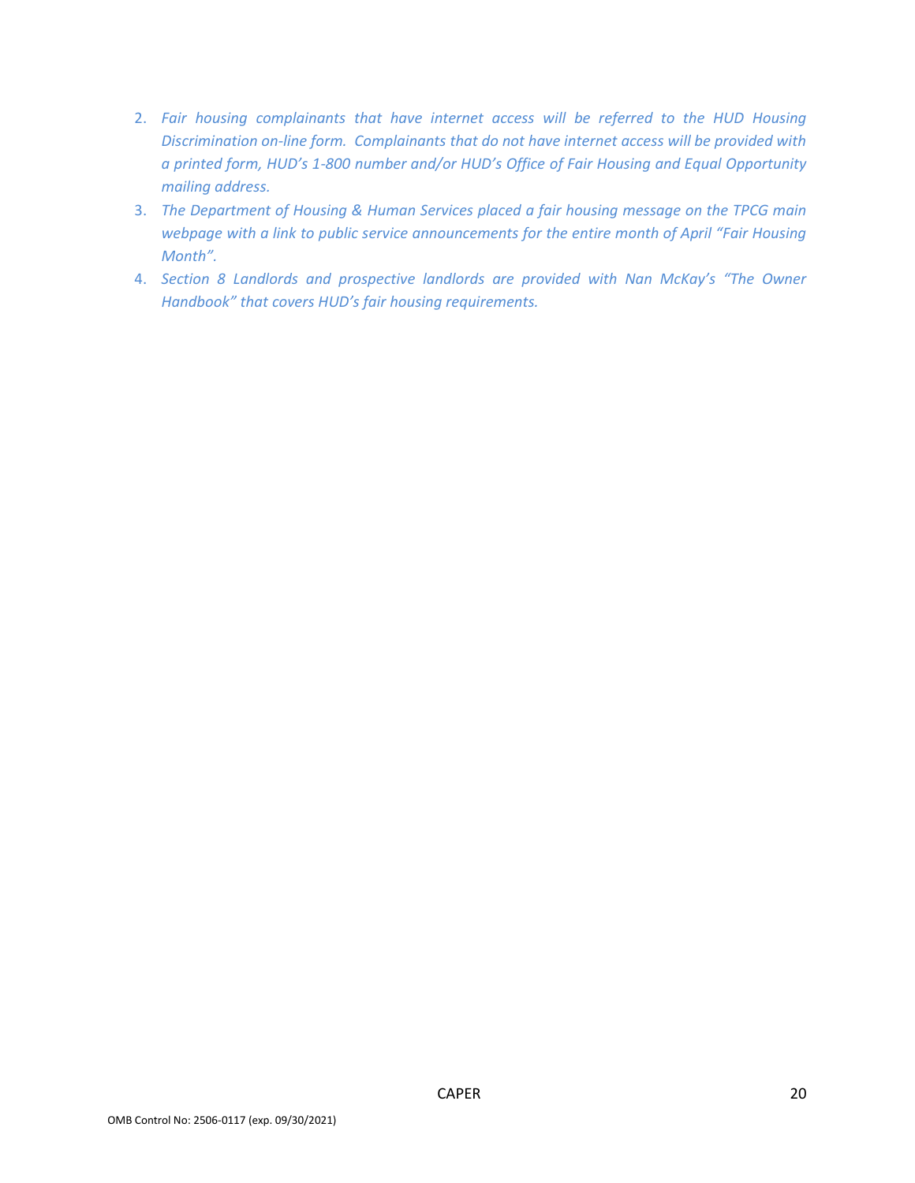2. *Fair housing complainants that have internet access will be referred to the HUD Housing Discrimination on-line form. Complainants that do not have internet access will be provided with a printed form, HUD's 1-800 number and/or HUD's Office of Fair Housing and Equal Opportunity mailing address.*
3. *The Department of Housing & Human Services placed a fair housing message on the TPCG main webpage with a link to public service announcements for the entire month of April "Fair Housing Month".*
4. *Section 8 Landlords and prospective landlords are provided with Nan McKay's "The Owner Handbook" that covers HUD's fair housing requirements.*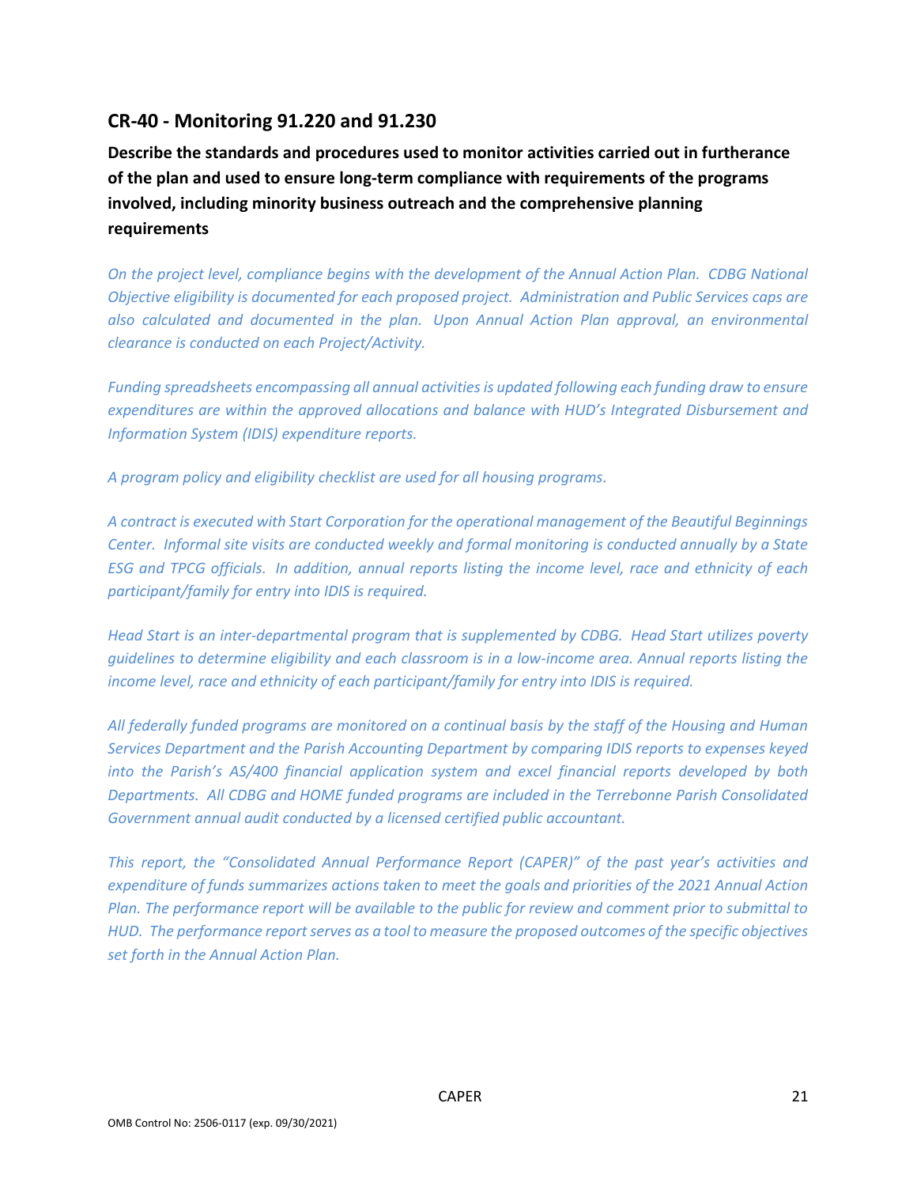## CR-40 - Monitoring 91.220 and 91.230

### Describe the standards and procedures used to monitor activities carried out in furtherance of the plan and used to ensure long-term compliance with requirements of the programs involved, including minority business outreach and the comprehensive planning requirements

*On the project level, compliance begins with the development of the Annual Action Plan. CDBG National Objective eligibility is documented for each proposed project. Administration and Public Services caps are also calculated and documented in the plan. Upon Annual Action Plan approval, an environmental clearance is conducted on each Project/Activity.*

*Funding spreadsheets encompassing all annual activities is updated following each funding draw to ensure expenditures are within the approved allocations and balance with HUD's Integrated Disbursement and Information System (IDIS) expenditure reports.*

*A program policy and eligibility checklist are used for all housing programs.*

*A contract is executed with Start Corporation for the operational management of the Beautiful Beginnings Center. Informal site visits are conducted weekly and formal monitoring is conducted annually by a State ESG and TPCG officials. In addition, annual reports listing the income level, race and ethnicity of each participant/family for entry into IDIS is required.*

*Head Start is an inter-departmental program that is supplemented by CDBG. Head Start utilizes poverty guidelines to determine eligibility and each classroom is in a low-income area. Annual reports listing the income level, race and ethnicity of each participant/family for entry into IDIS is required.*

*All federally funded programs are monitored on a continual basis by the staff of the Housing and Human Services Department and the Parish Accounting Department by comparing IDIS reports to expenses keyed into the Parish's AS/400 financial application system and excel financial reports developed by both Departments. All CDBG and HOME funded programs are included in the Terrebonne Parish Consolidated Government annual audit conducted by a licensed certified public accountant.*

*This report, the "Consolidated Annual Performance Report (CAPER)" of the past year's activities and expenditure of funds summarizes actions taken to meet the goals and priorities of the 2021 Annual Action Plan. The performance report will be available to the public for review and comment prior to submittal to HUD. The performance report serves as a tool to measure the proposed outcomes of the specific objectives set forth in the Annual Action Plan.*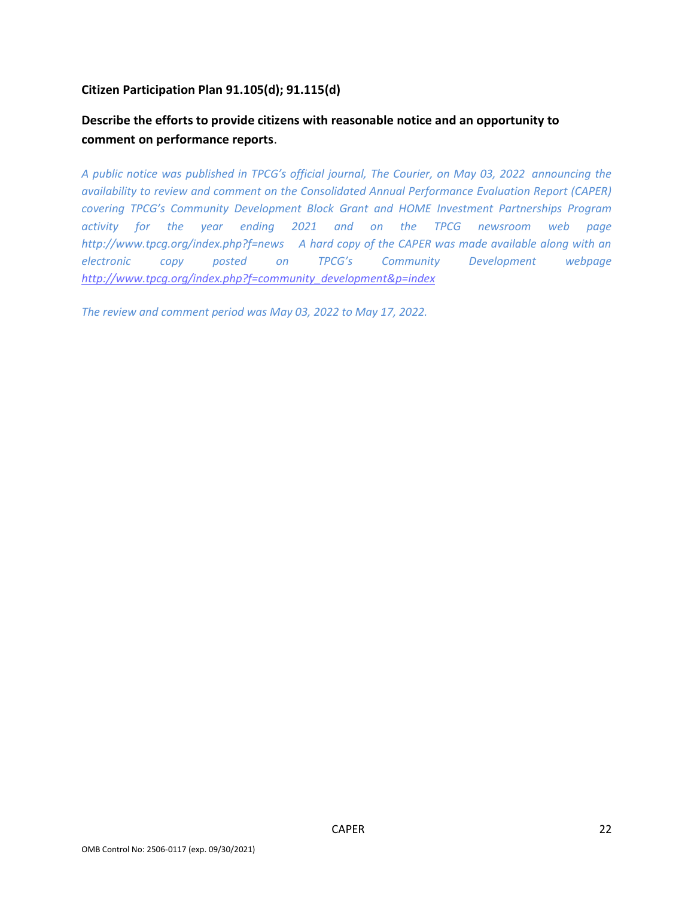## Citizen Participation Plan 91.105(d); 91.115(d)

### Describe the efforts to provide citizens with reasonable notice and an opportunity to comment on performance reports.

*A public notice was published in TPCG's official journal, The Courier, on May 03, 2022 announcing the availability to review and comment on the Consolidated Annual Performance Evaluation Report (CAPER) covering TPCG's Community Development Block Grant and HOME Investment Partnerships Program activity for the year ending 2021 and on the TPCG newsroom web page http://www.tpcg.org/index.php?f=news A hard copy of the CAPER was made available along with an electronic copy posted on TPCG's Community Development webpage http://www.tpcg.org/index.php?f=community_development&p=index*

*The review and comment period was May 03, 2022 to May 17, 2022.*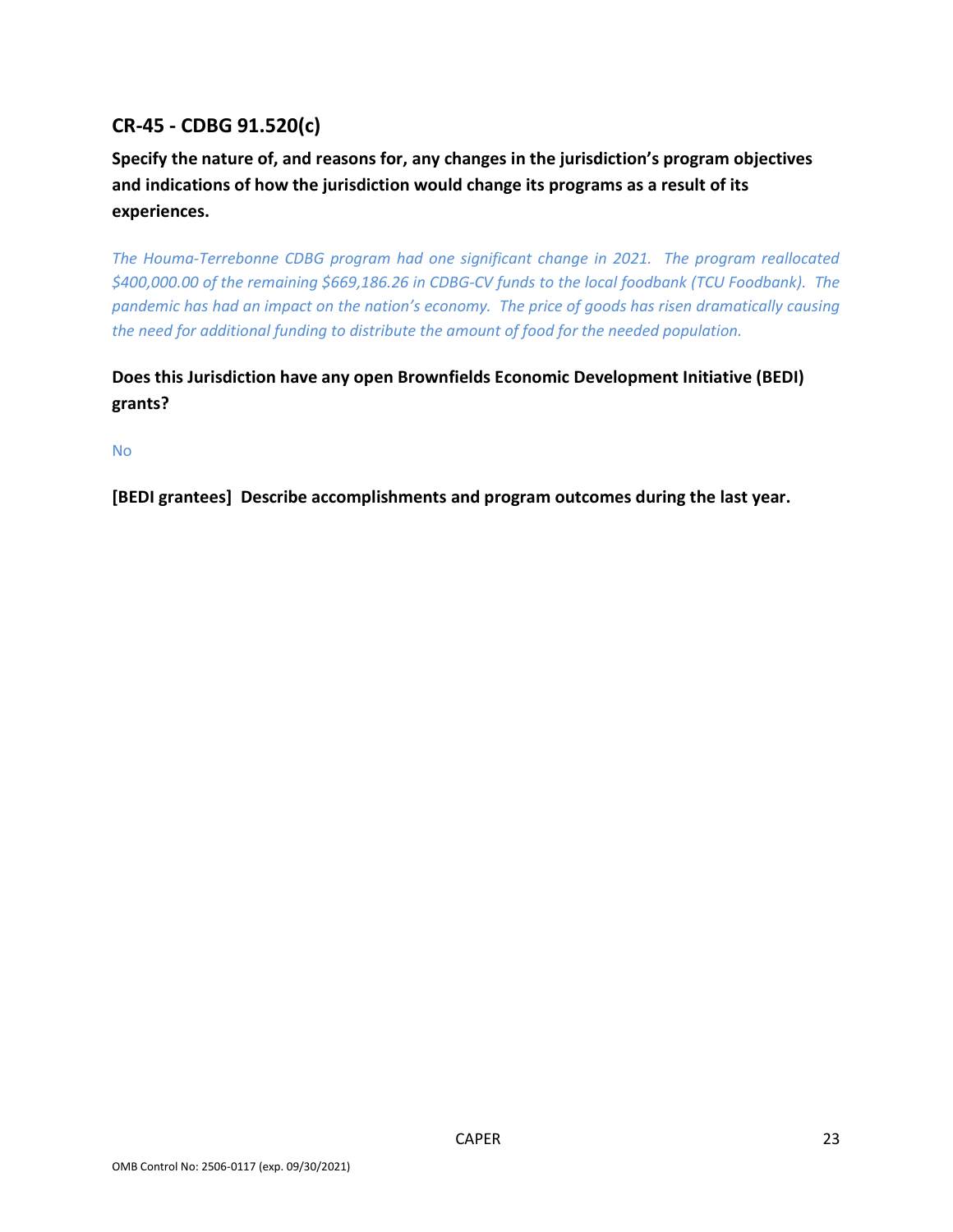## CR-45 - CDBG 91.520(c)

**Specify the nature of, and reasons for, any changes in the jurisdiction's program objectives and indications of how the jurisdiction would change its programs as a result of its experiences.**

*The Houma-Terrebonne CDBG program had one significant change in 2021. The program reallocated $400,000.00 of the remaining $669,186.26 in CDBG-CV funds to the local foodbank (TCU Foodbank). The pandemic has had an impact on the nation's economy. The price of goods has risen dramatically causing the need for additional funding to distribute the amount of food for the needed population.*

**Does this Jurisdiction have any open Brownfields Economic Development Initiative (BEDI) grants?**

No

**[BEDI grantees] Describe accomplishments and program outcomes during the last year.**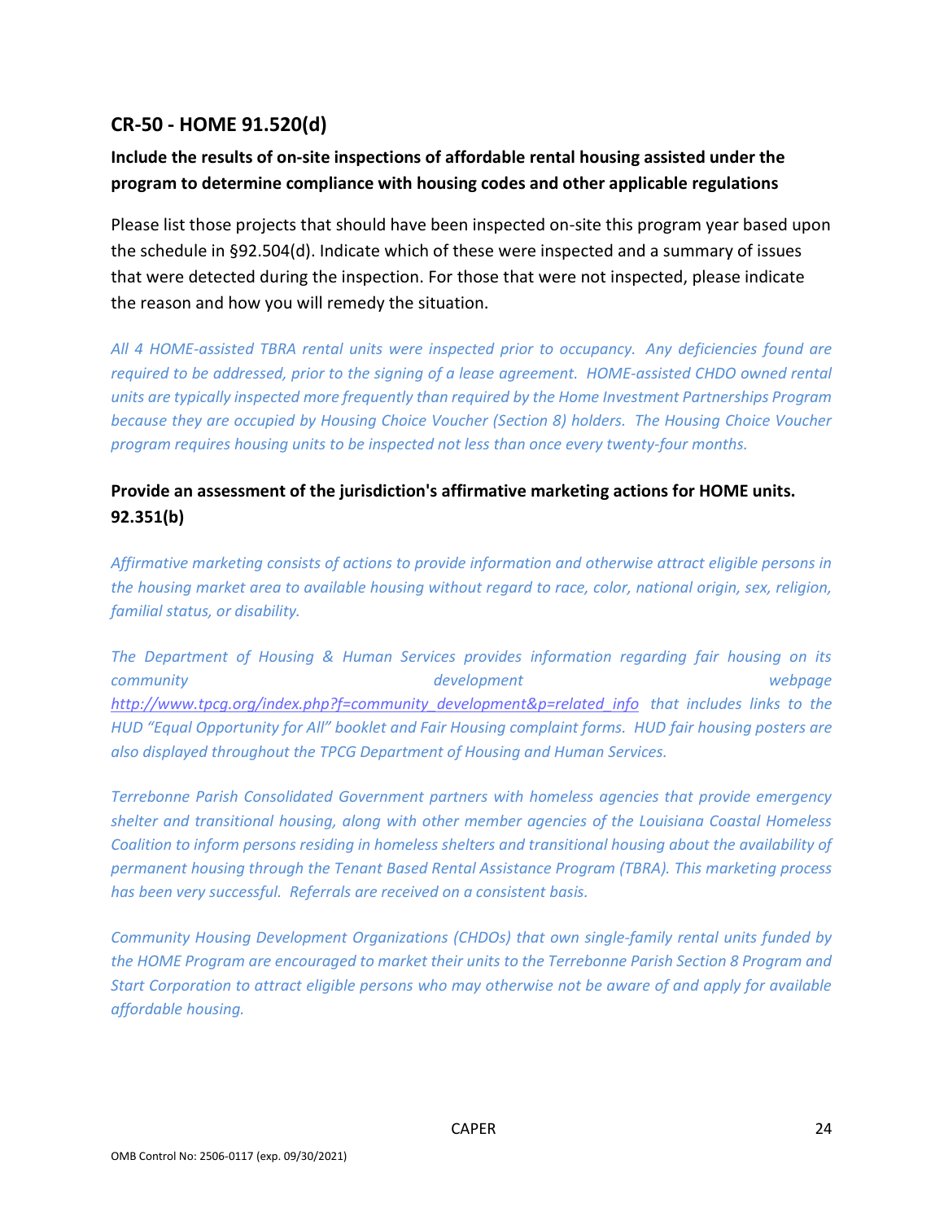## CR-50 - HOME 91.520(d)

### Include the results of on-site inspections of affordable rental housing assisted under the program to determine compliance with housing codes and other applicable regulations

Please list those projects that should have been inspected on-site this program year based upon the schedule in §92.504(d). Indicate which of these were inspected and a summary of issues that were detected during the inspection. For those that were not inspected, please indicate the reason and how you will remedy the situation.

*All 4 HOME-assisted TBRA rental units were inspected prior to occupancy. Any deficiencies found are required to be addressed, prior to the signing of a lease agreement. HOME-assisted CHDO owned rental units are typically inspected more frequently than required by the Home Investment Partnerships Program because they are occupied by Housing Choice Voucher (Section 8) holders. The Housing Choice Voucher program requires housing units to be inspected not less than once every twenty-four months.*

### Provide an assessment of the jurisdiction's affirmative marketing actions for HOME units. 92.351(b)

*Affirmative marketing consists of actions to provide information and otherwise attract eligible persons in the housing market area to available housing without regard to race, color, national origin, sex, religion, familial status, or disability.*

*The Department of Housing & Human Services provides information regarding fair housing on its community development webpage http://www.tpcg.org/index.php?f=community_development&p=related_info that includes links to the HUD "Equal Opportunity for All" booklet and Fair Housing complaint forms. HUD fair housing posters are also displayed throughout the TPCG Department of Housing and Human Services.*

*Terrebonne Parish Consolidated Government partners with homeless agencies that provide emergency shelter and transitional housing, along with other member agencies of the Louisiana Coastal Homeless Coalition to inform persons residing in homeless shelters and transitional housing about the availability of permanent housing through the Tenant Based Rental Assistance Program (TBRA). This marketing process has been very successful. Referrals are received on a consistent basis.*

*Community Housing Development Organizations (CHDOs) that own single-family rental units funded by the HOME Program are encouraged to market their units to the Terrebonne Parish Section 8 Program and Start Corporation to attract eligible persons who may otherwise not be aware of and apply for available affordable housing.*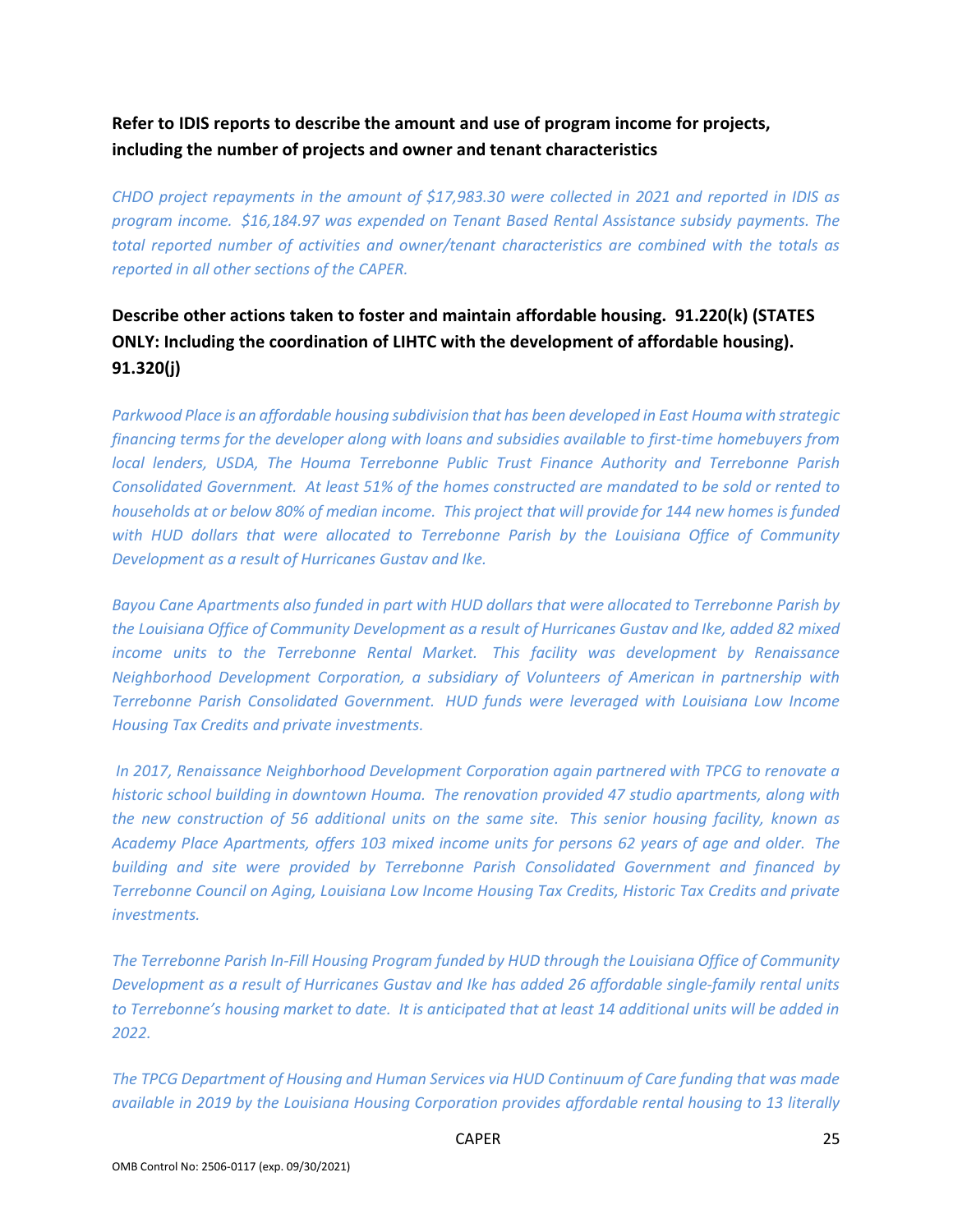**Refer to IDIS reports to describe the amount and use of program income for projects, including the number of projects and owner and tenant characteristics**

*CHDO project repayments in the amount of $17,983.30 were collected in 2021 and reported in IDIS as program income. $16,184.97 was expended on Tenant Based Rental Assistance subsidy payments. The total reported number of activities and owner/tenant characteristics are combined with the totals as reported in all other sections of the CAPER.*

**Describe other actions taken to foster and maintain affordable housing. 91.220(k) (STATES ONLY: Including the coordination of LIHTC with the development of affordable housing). 91.320(j)**

*Parkwood Place is an affordable housing subdivision that has been developed in East Houma with strategic financing terms for the developer along with loans and subsidies available to first-time homebuyers from local lenders, USDA, The Houma Terrebonne Public Trust Finance Authority and Terrebonne Parish Consolidated Government. At least 51% of the homes constructed are mandated to be sold or rented to households at or below 80% of median income. This project that will provide for 144 new homes is funded with HUD dollars that were allocated to Terrebonne Parish by the Louisiana Office of Community Development as a result of Hurricanes Gustav and Ike.*

*Bayou Cane Apartments also funded in part with HUD dollars that were allocated to Terrebonne Parish by the Louisiana Office of Community Development as a result of Hurricanes Gustav and Ike, added 82 mixed income units to the Terrebonne Rental Market. This facility was development by Renaissance Neighborhood Development Corporation, a subsidiary of Volunteers of American in partnership with Terrebonne Parish Consolidated Government. HUD funds were leveraged with Louisiana Low Income Housing Tax Credits and private investments.*

*In 2017, Renaissance Neighborhood Development Corporation again partnered with TPCG to renovate a historic school building in downtown Houma. The renovation provided 47 studio apartments, along with the new construction of 56 additional units on the same site. This senior housing facility, known as Academy Place Apartments, offers 103 mixed income units for persons 62 years of age and older. The building and site were provided by Terrebonne Parish Consolidated Government and financed by Terrebonne Council on Aging, Louisiana Low Income Housing Tax Credits, Historic Tax Credits and private investments.*

*The Terrebonne Parish In-Fill Housing Program funded by HUD through the Louisiana Office of Community Development as a result of Hurricanes Gustav and Ike has added 26 affordable single-family rental units to Terrebonne's housing market to date. It is anticipated that at least 14 additional units will be added in 2022.*

*The TPCG Department of Housing and Human Services via HUD Continuum of Care funding that was made available in 2019 by the Louisiana Housing Corporation provides affordable rental housing to 13 literally*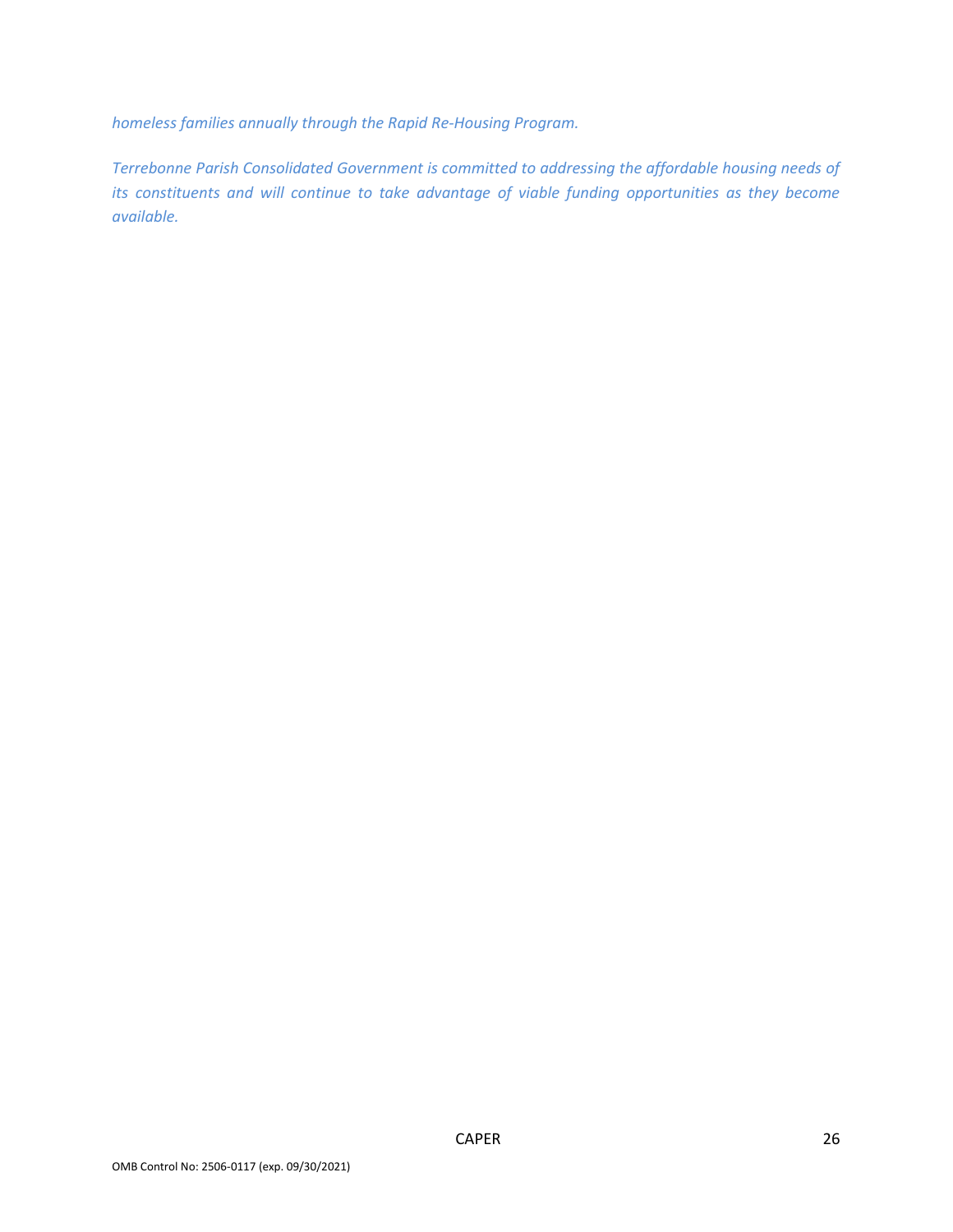*homeless families annually through the Rapid Re-Housing Program.*

*Terrebonne Parish Consolidated Government is committed to addressing the affordable housing needs of its constituents and will continue to take advantage of viable funding opportunities as they become available.*